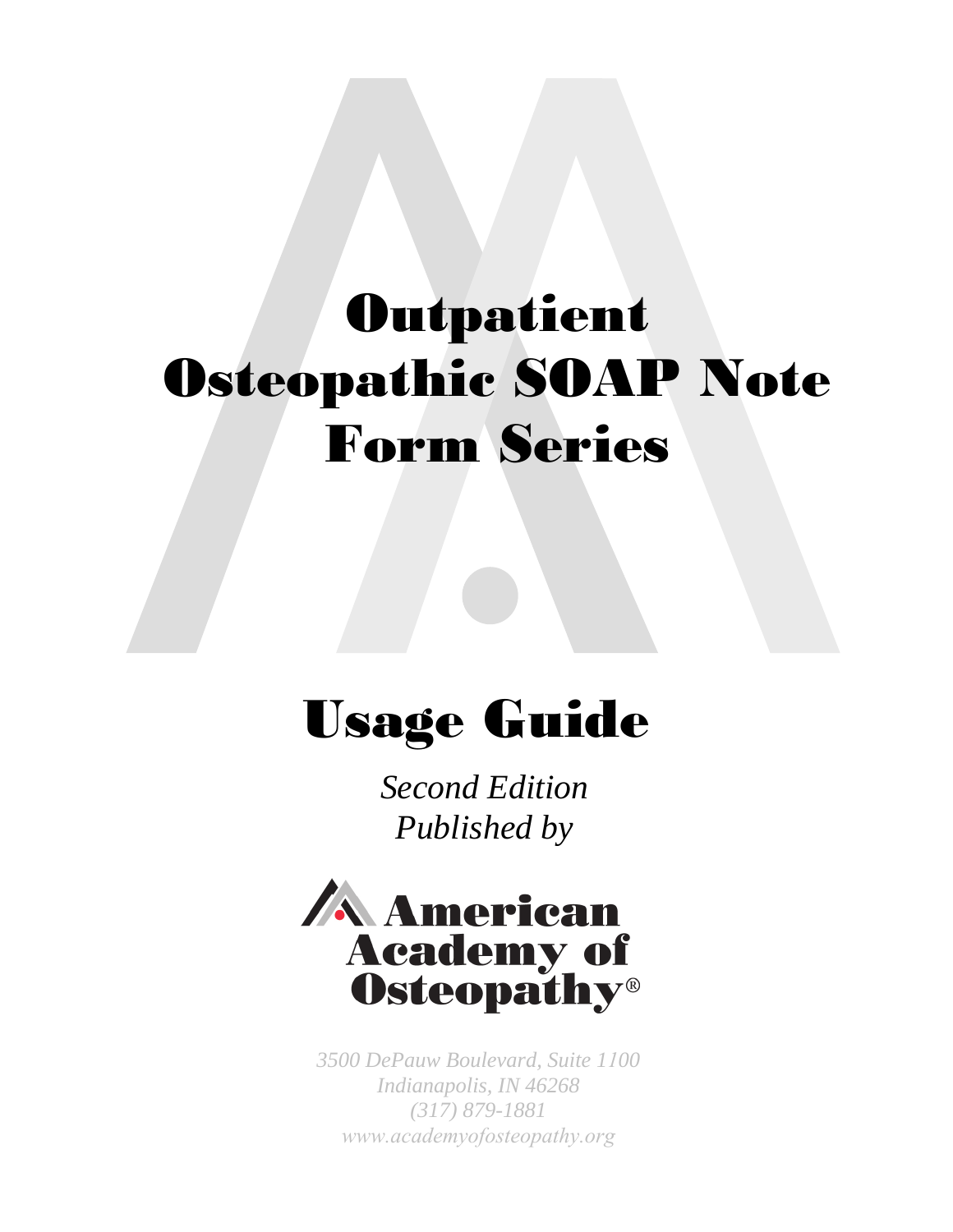# Outpatient Osteopathic SOAP Note Form Series

# Usage Guide

*Second Edition*
*Published by*

**American Academy of Osteopathy®**

*3500 DePauw Boulevard, Suite 1100*
*Indianapolis, IN 46268*
*(317) 879-1881*
*www.academyofosteopathy.org*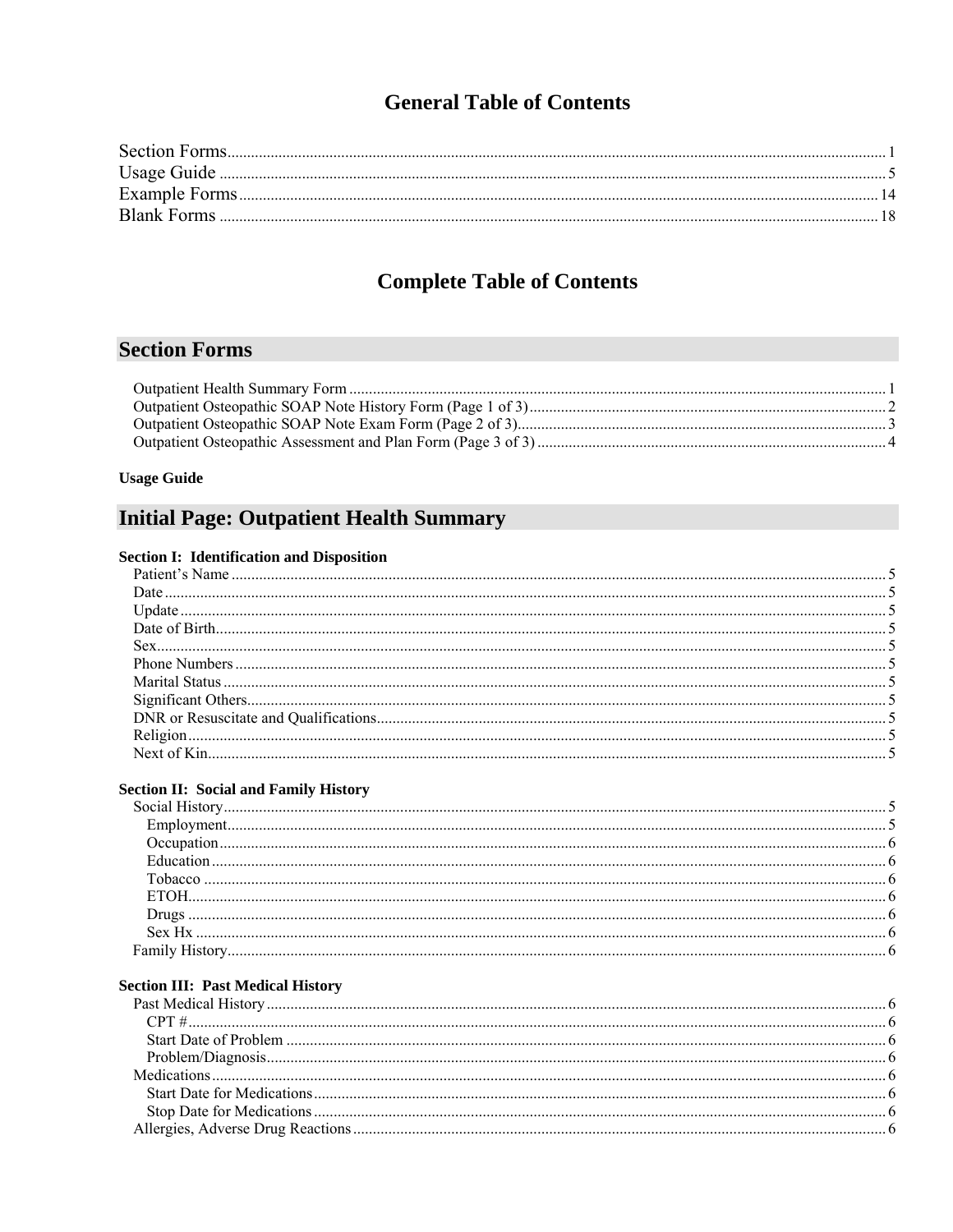# General Table of Contents

Section Forms .......... 1
Usage Guide .......... 5
Example Forms .......... 14
Blank Forms .......... 18

# Complete Table of Contents

## Section Forms

- Outpatient Health Summary Form .......... 1
- Outpatient Osteopathic SOAP Note History Form (Page 1 of 3) .......... 2
- Outpatient Osteopathic SOAP Note Exam Form (Page 2 of 3) .......... 3
- Outpatient Osteopathic Assessment and Plan Form (Page 3 of 3) .......... 4

**Usage Guide**

## Initial Page: Outpatient Health Summary

**Section I: Identification and Disposition**

- Patient's Name .......... 5
- Date .......... 5
- Update .......... 5
- Date of Birth .......... 5
- Sex .......... 5
- Phone Numbers .......... 5
- Marital Status .......... 5
- Significant Others .......... 5
- DNR or Resuscitate and Qualifications .......... 5
- Religion .......... 5
- Next of Kin .......... 5

**Section II: Social and Family History**

- Social History .......... 5
  - Employment .......... 5
  - Occupation .......... 6
  - Education .......... 6
  - Tobacco .......... 6
  - ETOH .......... 6
  - Drugs .......... 6
  - Sex Hx .......... 6
- Family History .......... 6

**Section III: Past Medical History**

- Past Medical History .......... 6
  - CPT # .......... 6
  - Start Date of Problem .......... 6
  - Problem/Diagnosis .......... 6
- Medications .......... 6
  - Start Date for Medications .......... 6
  - Stop Date for Medications .......... 6
- Allergies, Adverse Drug Reactions .......... 6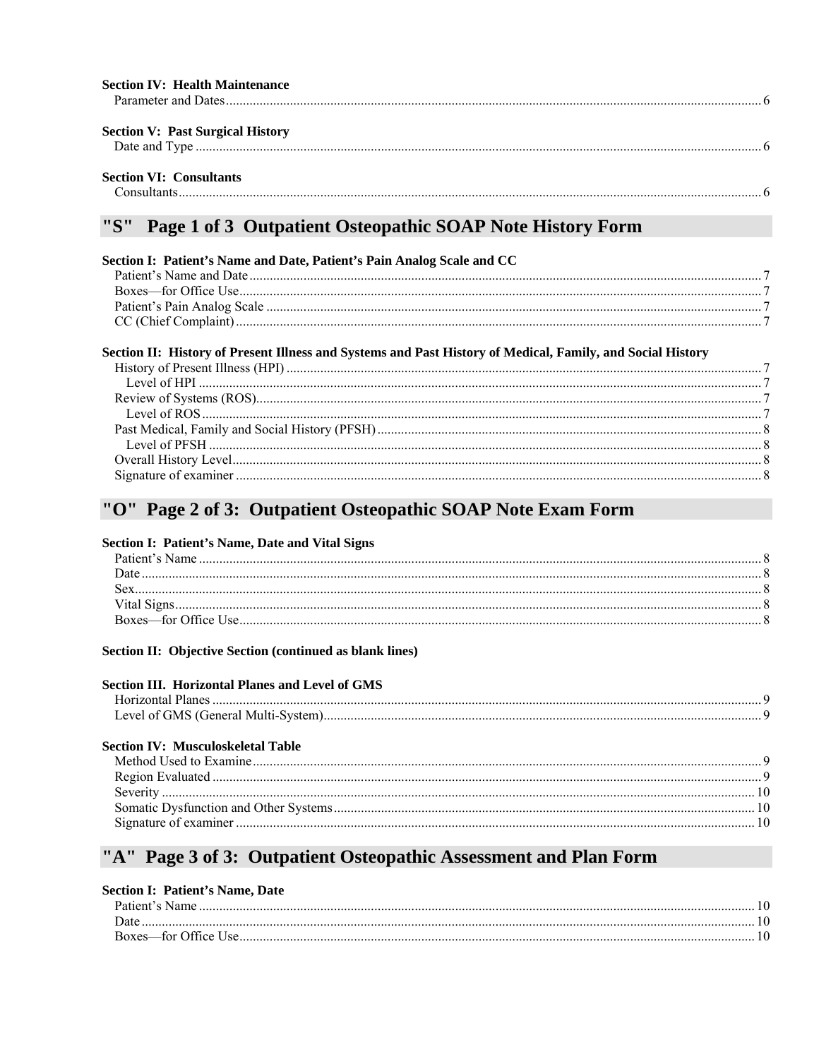**Section IV: Health Maintenance**

Parameter and Dates ........ 6

**Section V: Past Surgical History**

Date and Type ........ 6

**Section VI: Consultants**

Consultants ........ 6

## "S" Page 1 of 3 Outpatient Osteopathic SOAP Note History Form

**Section I: Patient's Name and Date, Patient's Pain Analog Scale and CC**

Patient's Name and Date ........ 7
Boxes—for Office Use ........ 7
Patient's Pain Analog Scale ........ 7
CC (Chief Complaint) ........ 7

**Section II: History of Present Illness and Systems and Past History of Medical, Family, and Social History**

History of Present Illness (HPI) ........ 7
  Level of HPI ........ 7
Review of Systems (ROS) ........ 7
  Level of ROS ........ 7
Past Medical, Family and Social History (PFSH) ........ 8
  Level of PFSH ........ 8
Overall History Level ........ 8
Signature of examiner ........ 8

## "O" Page 2 of 3: Outpatient Osteopathic SOAP Note Exam Form

**Section I: Patient's Name, Date and Vital Signs**

Patient's Name ........ 8
Date ........ 8
Sex ........ 8
Vital Signs ........ 8
Boxes—for Office Use ........ 8

**Section II: Objective Section (continued as blank lines)**

**Section III. Horizontal Planes and Level of GMS**

Horizontal Planes ........ 9
Level of GMS (General Multi-System) ........ 9

**Section IV: Musculoskeletal Table**

Method Used to Examine ........ 9
Region Evaluated ........ 9
Severity ........ 10
Somatic Dysfunction and Other Systems ........ 10
Signature of examiner ........ 10

## "A" Page 3 of 3: Outpatient Osteopathic Assessment and Plan Form

**Section I: Patient's Name, Date**

Patient's Name ........ 10
Date ........ 10
Boxes—for Office Use ........ 10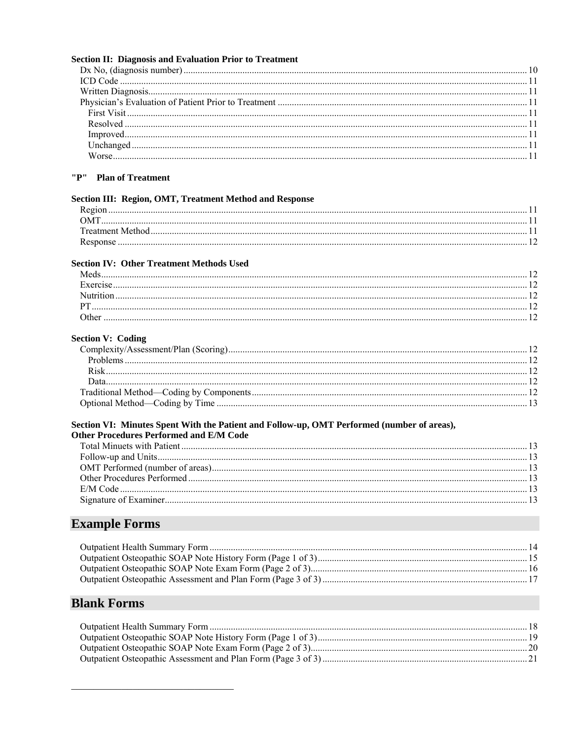**Section II: Diagnosis and Evaluation Prior to Treatment**

Dx No, (diagnosis number) .......... 10
ICD Code .......... 11
Written Diagnosis .......... 11
Physician's Evaluation of Patient Prior to Treatment .......... 11
- First Visit .......... 11
- Resolved .......... 11
- Improved .......... 11
- Unchanged .......... 11
- Worse .......... 11

**"P" Plan of Treatment**

**Section III: Region, OMT, Treatment Method and Response**

Region .......... 11
OMT .......... 11
Treatment Method .......... 11
Response .......... 12

**Section IV: Other Treatment Methods Used**

Meds .......... 12
Exercise .......... 12
Nutrition .......... 12
PT .......... 12
Other .......... 12

**Section V: Coding**

Complexity/Assessment/Plan (Scoring) .......... 12
- Problems .......... 12
- Risk .......... 12
- Data .......... 12

Traditional Method—Coding by Components .......... 12
Optional Method—Coding by Time .......... 13

**Section VI: Minutes Spent With the Patient and Follow-up, OMT Performed (number of areas), Other Procedures Performed and E/M Code**

Total Minuets with Patient .......... 13
Follow-up and Units .......... 13
OMT Performed (number of areas) .......... 13
Other Procedures Performed .......... 13
E/M Code .......... 13
Signature of Examiner .......... 13

## Example Forms

Outpatient Health Summary Form .......... 14
Outpatient Osteopathic SOAP Note History Form (Page 1 of 3) .......... 15
Outpatient Osteopathic SOAP Note Exam Form (Page 2 of 3) .......... 16
Outpatient Osteopathic Assessment and Plan Form (Page 3 of 3) .......... 17

## Blank Forms

Outpatient Health Summary Form .......... 18
Outpatient Osteopathic SOAP Note History Form (Page 1 of 3) .......... 19
Outpatient Osteopathic SOAP Note Exam Form (Page 2 of 3) .......... 20
Outpatient Osteopathic Assessment and Plan Form (Page 3 of 3) .......... 21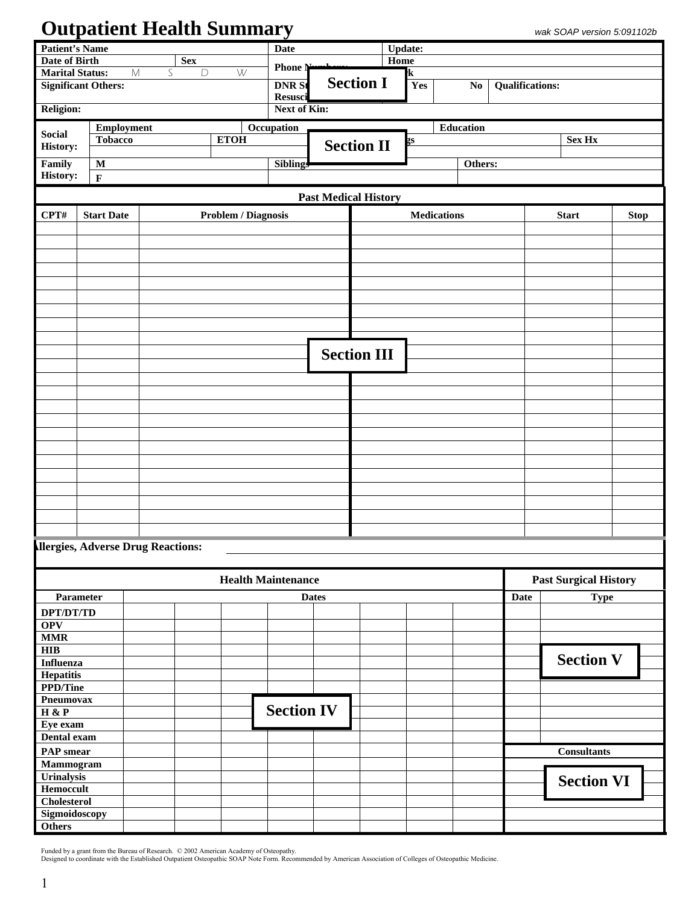# Outpatient Health Summary

*wak SOAP version 5:091102b*

| Patient's Name | | | Date | Update: | | | |
|---|---|---|---|---|---|---|---|
| Date of Birth | Sex | | Phone Numbers: | Home | | | |
| Marital Status: M S D W | | | | Work | | | |
| Significant Others: | | | DNR Status / Resuscitation | Yes | No | Qualifications: | |
| Religion: | | | Next of Kin: | | | | |

**Section I**

| Social History: | Employment | | Occupation | | Education | |
|---|---|---|---|---|---|---|
| | Tobacco | ETOH | | Drugs | | Sex Hx |
| | | | | | | |
| Family History: | M | | Siblings | | Others: | |
| | F | | | | | |

**Section II**

## Past Medical History

| CPT# | Start Date | Problem / Diagnosis | Medications | Start | Stop |
|---|---|---|---|---|---|
| | | | | | |
| | | | | | |
| | | | | | |
| | | | | | |
| | | | | | |
| | | | | | |
| | | | | | |
| | | | | | |
| | | | | | |
| | | | | | |
| | | | | | |
| | | | | | |
| | | | | | |
| | | | | | |
| | | | | | |
| | | | | | |
| | | | | | |
| | | | | | |
| | | | | | |
| | | | | | |
| | | | | | |
| | | | | | |

**Section III**

**Allergies, Adverse Drug Reactions:**

## Health Maintenance

| Parameter | Dates | | | | | | | |
|---|---|---|---|---|---|---|---|---|
| DPT/DT/TD | | | | | | | | |
| OPV | | | | | | | | |
| MMR | | | | | | | | |
| HIB | | | | | | | | |
| Influenza | | | | | | | | |
| Hepatitis | | | | | | | | |
| PPD/Tine | | | | | | | | |
| Pneumovax | | | | | | | | |
| H & P | | | | | | | | |
| Eye exam | | | | | | | | |
| Dental exam | | | | | | | | |
| PAP smear | | | | | | | | |
| Mammogram | | | | | | | | |
| Urinalysis | | | | | | | | |
| Hemoccult | | | | | | | | |
| Cholesterol | | | | | | | | |
| Sigmoidoscopy | | | | | | | | |
| Others | | | | | | | | |

**Section IV**

## Past Surgical History

| Date | Type |
|---|---|
| | |
| | |
| | |
| | |
| | |
| | |
| | |
| | |
| | |
| | |

**Section V**

## Consultants

| |
|---|
| |
| |
| |
| |
| |
| |

**Section VI**

Funded by a grant from the Bureau of Research. © 2002 American Academy of Osteopathy.
Designed to coordinate with the Established Outpatient Osteopathic SOAP Note Form. Recommended by American Association of Colleges of Osteopathic Medicine.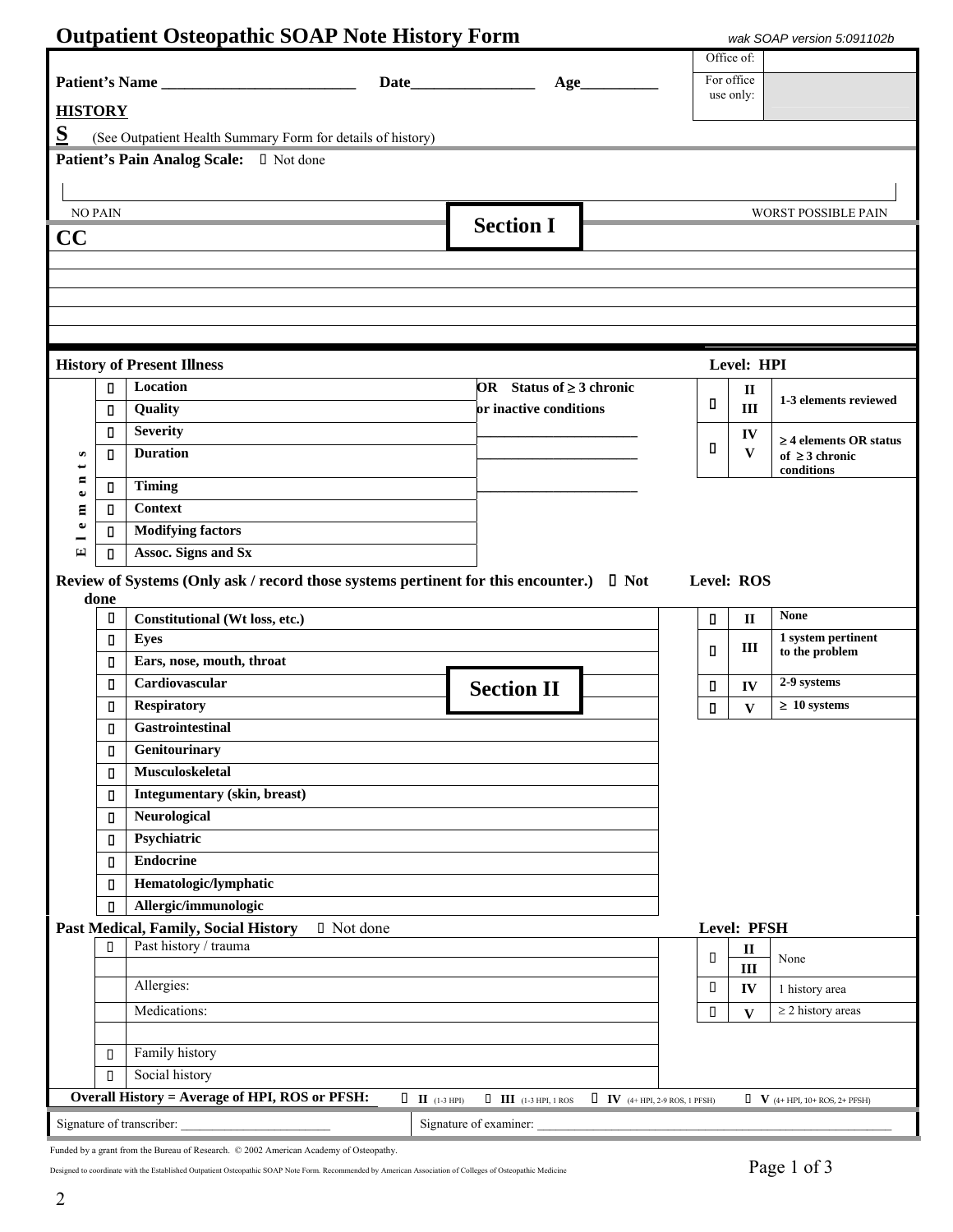# Outpatient Osteopathic SOAP Note History Form

*wak SOAP version 5:091102b*

| Office of: | |
|---|---|
| For office use only: | |

**Patient's Name** ________________________ **Date**________________ **Age**_________

**HISTORY**

**S** (See Outpatient Health Summary Form for details of history)

**Patient's Pain Analog Scale:** ▯ Not done

NO PAIN ———————————————————————————— WORST POSSIBLE PAIN

**Section I**

## CC

## History of Present Illness

| | | | |
|---|---|---|---|
| Elements | ▯ | **Location** | **OR Status of ≥ 3 chronic or inactive conditions** |
| | ▯ | **Quality** | |
| | ▯ | **Severity** | ______________________ |
| | ▯ | **Duration** | ______________________ |
| | ▯ | **Timing** | ______________________ |
| | ▯ | **Context** | |
| | ▯ | **Modifying factors** | |
| | ▯ | **Assoc. Signs and Sx** | |

**Level: HPI**

| | | |
|---|---|---|
| ▯ | **II III** | **1-3 elements reviewed** |
| ▯ | **IV V** | **≥ 4 elements OR status of ≥ 3 chronic conditions** |

## Review of Systems (Only ask / record those systems pertinent for this encounter.) ▯ Not done

| | |
|---|---|
| ▯ | **Constitutional (Wt loss, etc.)** |
| ▯ | **Eyes** |
| ▯ | **Ears, nose, mouth, throat** |
| ▯ | **Cardiovascular** |
| ▯ | **Respiratory** |
| ▯ | **Gastrointestinal** |
| ▯ | **Genitourinary** |
| ▯ | **Musculoskeletal** |
| ▯ | **Integumentary (skin, breast)** |
| ▯ | **Neurological** |
| ▯ | **Psychiatric** |
| ▯ | **Endocrine** |
| ▯ | **Hematologic/lymphatic** |
| ▯ | **Allergic/immunologic** |

**Section II**

**Level: ROS**

| | | |
|---|---|---|
| ▯ | **II** | **None** |
| ▯ | **III** | **1 system pertinent to the problem** |
| ▯ | **IV** | **2-9 systems** |
| ▯ | **V** | **≥ 10 systems** |

## Past Medical, Family, Social History ▯ Not done

| | |
|---|---|
| ▯ | Past history / trauma |
| | |
| | Allergies: |
| | Medications: |
| | |
| ▯ | Family history |
| ▯ | Social history |

**Level: PFSH**

| | | |
|---|---|---|
| ▯ | **II III** | None |
| ▯ | **IV** | 1 history area |
| ▯ | **V** | ≥ 2 history areas |

**Overall History = Average of HPI, ROS or PFSH:** ▯ **II** (1-3 HPI) ▯ **III** (1-3 HPI, 1 ROS) ▯ **IV** (4+ HPI, 2-9 ROS, 1 PFSH) ▯ **V** (4+ HPI, 10+ ROS, 2+ PFSH)

Signature of transcriber: ______________________ Signature of examiner: ______________________

Funded by a grant from the Bureau of Research. © 2002 American Academy of Osteopathy.

Designed to coordinate with the Established Outpatient Osteopathic SOAP Note Form. Recommended by American Association of Colleges of Osteopathic Medicine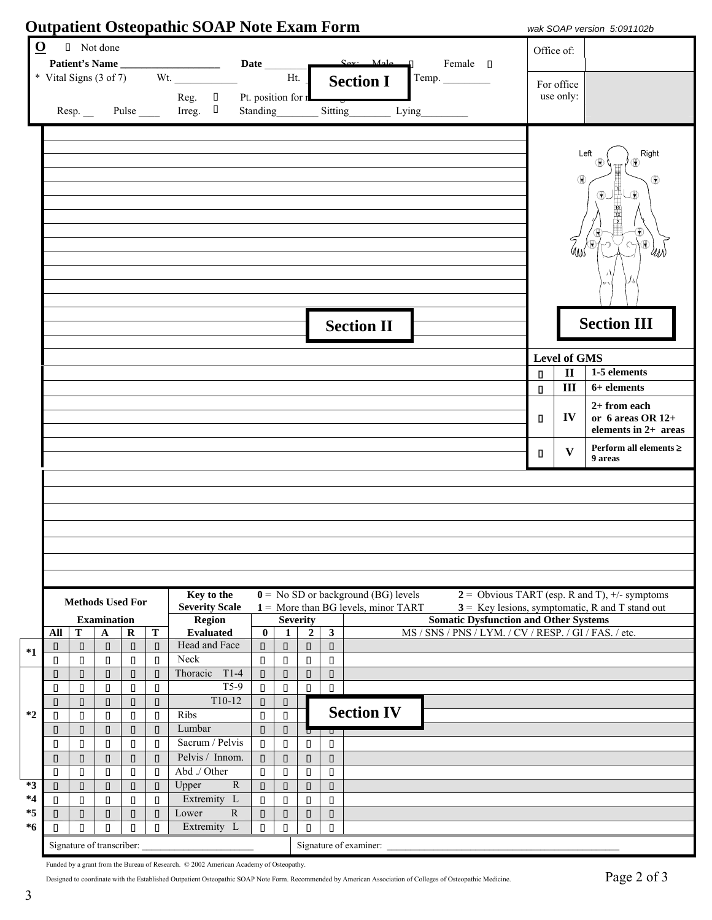# Outpatient Osteopathic SOAP Note Exam Form

wak SOAP version 5:091102b

**O** ▯ Not done

**Patient's Name** ___________________ **Date** ________ Sex: Male ▯ Female ▯

\* Vital Signs (3 of 7) Wt. ____________ Ht. ____ **Section I** Temp. _________

Reg. ▯ Pt. position for r...

Resp. __ Pulse ____ Irreg. ▯ Standing________ Sitting________ Lying_________

Office of:

For office use only:

**Section II**

Left Right

**Section III**

| Level of GMS | | |
|---|---|---|
| ▯ | **II** | **1-5 elements** |
| ▯ | **III** | **6+ elements** |
| ▯ | **IV** | **2+ from each or 6 areas OR 12+ elements in 2+ areas** |
| ▯ | **V** | **Perform all elements ≥ 9 areas** |

**Key to the Severity Scale**
- **0** = No SD or background (BG) levels
- **1** = More than BG levels, minor TART
- **2** = Obvious TART (esp. R and T), +/- symptoms
- **3** = Key lesions, symptomatic, R and T stand out

| | Methods Used For Examination | | | | | Region Evaluated | Severity | | | | Somatic Dysfunction and Other Systems |
|---|---|---|---|---|---|---|---|---|---|---|---|
| | **All** | **T** | **A** | **R** | **T** | | **0** | **1** | **2** | **3** | MS / SNS / PNS / LYM. / CV / RESP. / GI / FAS. / etc. |
| *1 | ▯ | ▯ | ▯ | ▯ | ▯ | Head and Face | ▯ | ▯ | ▯ | ▯ | |
| | ▯ | ▯ | ▯ | ▯ | ▯ | Neck | ▯ | ▯ | ▯ | ▯ | |
| *2 | ▯ | ▯ | ▯ | ▯ | ▯ | Thoracic T1-4 | ▯ | ▯ | ▯ | ▯ | |
| | ▯ | ▯ | ▯ | ▯ | ▯ | T5-9 | ▯ | ▯ | ▯ | ▯ | |
| | ▯ | ▯ | ▯ | ▯ | ▯ | T10-12 | ▯ | ▯ | | | **Section IV** |
| | ▯ | ▯ | ▯ | ▯ | ▯ | Ribs | ▯ | ▯ | | | |
| | ▯ | ▯ | ▯ | ▯ | ▯ | Lumbar | ▯ | ▯ | ▯ | ▯ | |
| | ▯ | ▯ | ▯ | ▯ | ▯ | Sacrum / Pelvis | ▯ | ▯ | ▯ | ▯ | |
| | ▯ | ▯ | ▯ | ▯ | ▯ | Pelvis / Innom. | ▯ | ▯ | ▯ | ▯ | |
| | ▯ | ▯ | ▯ | ▯ | ▯ | Abd ./ Other | ▯ | ▯ | ▯ | ▯ | |
| *3 | ▯ | ▯ | ▯ | ▯ | ▯ | Upper R | ▯ | ▯ | ▯ | ▯ | |
| *4 | ▯ | ▯ | ▯ | ▯ | ▯ | Extremity L | ▯ | ▯ | ▯ | ▯ | |
| *5 | ▯ | ▯ | ▯ | ▯ | ▯ | Lower R | ▯ | ▯ | ▯ | ▯ | |
| *6 | ▯ | ▯ | ▯ | ▯ | ▯ | Extremity L | ▯ | ▯ | ▯ | ▯ | |

Signature of transcriber: ________________________ Signature of examiner: ________________________

Funded by a grant from the Bureau of Research. © 2002 American Academy of Osteopathy.

Designed to coordinate with the Established Outpatient Osteopathic SOAP Note Form. Recommended by American Association of Colleges of Osteopathic Medicine.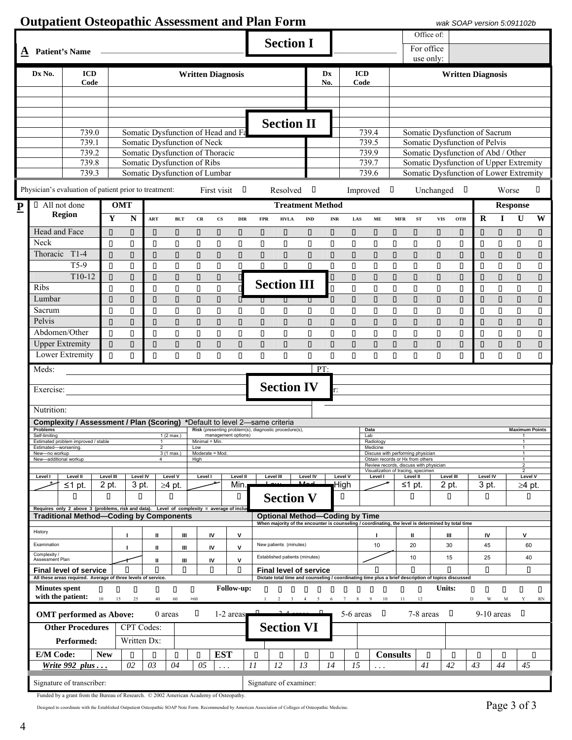# Outpatient Osteopathic Assessment and Plan Form

wak SOAP version 5:091102b

**Section I**

| **A** Patient's Name | | Office of: | |
|---|---|---|---|
| | | For office use only: | |

**Section II**

| Dx No. | ICD Code | Written Diagnosis | Dx No. | ICD Code | Written Diagnosis |
|---|---|---|---|---|---|
| | | | | | |
| | | | | | |
| | | | | | |
| | | | | | |
| | 739.0 | Somatic Dysfunction of Head and Face | | 739.4 | Somatic Dysfunction of Sacrum |
| | 739.1 | Somatic Dysfunction of Neck | | 739.5 | Somatic Dysfunction of Pelvis |
| | 739.2 | Somatic Dysfunction of Thoracic | | 739.9 | Somatic Dysfunction of Abd / Other |
| | 739.8 | Somatic Dysfunction of Ribs | | 739.7 | Somatic Dysfunction of Upper Extremity |
| | 739.3 | Somatic Dysfunction of Lumbar | | 739.6 | Somatic Dysfunction of Lower Extremity |

Physician's evaluation of patient prior to treatment: First visit ☐ Resolved ☐ Improved ☐ Unchanged ☐ Worse ☐

**Section III**

**P**

| ☐ All not done Region | OMT Y | OMT N | ART | BLT | CR | CS | DIR | FPR | HVLA | IND | INR | LAS | ME | MFR | ST | VIS | OTH | R | I | U | W |
|---|---|---|---|---|---|---|---|---|---|---|---|---|---|---|---|---|---|---|---|---|---|
| Head and Face | ☐ | ☐ | ☐ | ☐ | ☐ | ☐ | ☐ | ☐ | ☐ | ☐ | ☐ | ☐ | ☐ | ☐ | ☐ | ☐ | ☐ | ☐ | ☐ | ☐ | ☐ |
| Neck | ☐ | ☐ | ☐ | ☐ | ☐ | ☐ | ☐ | ☐ | ☐ | ☐ | ☐ | ☐ | ☐ | ☐ | ☐ | ☐ | ☐ | ☐ | ☐ | ☐ | ☐ |
| Thoracic T1-4 | ☐ | ☐ | ☐ | ☐ | ☐ | ☐ | ☐ | ☐ | ☐ | ☐ | ☐ | ☐ | ☐ | ☐ | ☐ | ☐ | ☐ | ☐ | ☐ | ☐ | ☐ |
| T5-9 | ☐ | ☐ | ☐ | ☐ | ☐ | ☐ | ☐ | ☐ | ☐ | ☐ | ☐ | ☐ | ☐ | ☐ | ☐ | ☐ | ☐ | ☐ | ☐ | ☐ | ☐ |
| T10-12 | ☐ | ☐ | ☐ | ☐ | ☐ | ☐ | ☐ | ☐ | ☐ | ☐ | ☐ | ☐ | ☐ | ☐ | ☐ | ☐ | ☐ | ☐ | ☐ | ☐ | ☐ |
| Ribs | ☐ | ☐ | ☐ | ☐ | ☐ | ☐ | ☐ | ☐ | ☐ | ☐ | ☐ | ☐ | ☐ | ☐ | ☐ | ☐ | ☐ | ☐ | ☐ | ☐ | ☐ |
| Lumbar | ☐ | ☐ | ☐ | ☐ | ☐ | ☐ | ☐ | ☐ | ☐ | ☐ | ☐ | ☐ | ☐ | ☐ | ☐ | ☐ | ☐ | ☐ | ☐ | ☐ | ☐ |
| Sacrum | ☐ | ☐ | ☐ | ☐ | ☐ | ☐ | ☐ | ☐ | ☐ | ☐ | ☐ | ☐ | ☐ | ☐ | ☐ | ☐ | ☐ | ☐ | ☐ | ☐ | ☐ |
| Pelvis | ☐ | ☐ | ☐ | ☐ | ☐ | ☐ | ☐ | ☐ | ☐ | ☐ | ☐ | ☐ | ☐ | ☐ | ☐ | ☐ | ☐ | ☐ | ☐ | ☐ | ☐ |
| Abdomen/Other | ☐ | ☐ | ☐ | ☐ | ☐ | ☐ | ☐ | ☐ | ☐ | ☐ | ☐ | ☐ | ☐ | ☐ | ☐ | ☐ | ☐ | ☐ | ☐ | ☐ | ☐ |
| Upper Extremity | ☐ | ☐ | ☐ | ☐ | ☐ | ☐ | ☐ | ☐ | ☐ | ☐ | ☐ | ☐ | ☐ | ☐ | ☐ | ☐ | ☐ | ☐ | ☐ | ☐ | ☐ |
| Lower Extremity | ☐ | ☐ | ☐ | ☐ | ☐ | ☐ | ☐ | ☐ | ☐ | ☐ | ☐ | ☐ | ☐ | ☐ | ☐ | ☐ | ☐ | ☐ | ☐ | ☐ | ☐ |

(Treatment Method: ART through OTH; Response: R, I, U, W)

**Section IV**

Meds: ____________________ PT: ____________________

Exercise: ____________________ r: ____________________

Nutrition: ____________________

**Section V**

### Complexity / Assessment / Plan (Scoring) *Default to level 2—same criteria

| Problems | | Risk (presenting problem(s), diagnostic procedure(s), management options) | Data | Maximum Points |
|---|---|---|---|---|
| Self-limiting | 1 (2 max.) | Minimal = Min. | Lab | 1 |
| Estimated problem improved / stable | 1 | Low | Radiology | 1 |
| Estimated—worsening. | 2 | Moderate = Mod. | Medicine | 1 |
| New—no workup | 3 (1 max.) | High | Discuss with performing physician | 1 |
| New—additional workup | 4 | | Obtain records or Hx from others | 1 |
| | | | Review records, discuss with physician | 2 |
| | | | Visualization of tracing, specimen | 2 |

| Problems Level I | Level II | Level III | Level IV | Level V | Risk Level I | Level II | Level III | Level IV | Level V | Data Level I | Level II | Level III | Level IV | Level V |
|---|---|---|---|---|---|---|---|---|---|---|---|---|---|---|
| * | ≤1 pt. | 2 pt. | 3 pt. | ≥4 pt. | * | Min. | Low | Mod. | High | * | ≤1 pt. | 2 pt. | 3 pt. | ≥4 pt. |
| | ☐ | ☐ | ☐ | ☐ | | ☐ | ☐ | ☐ | ☐ | | ☐ | ☐ | ☐ | ☐ |

Requires only 2 above 3 (problems, risk and data). Level of complexity = average of included

| **Traditional Method—Coding by Components** | | | | | | **Optional Method—Coding by Time** When majority of the encounter is counseling / coordinating, the level is determined by total time | | | | | |
|---|---|---|---|---|---|---|---|---|---|---|---|
| History | I | II | III | IV | V | | I | II | III | IV | V |
| Examination | I | II | III | IV | V | New patients (minutes) | 10 | 20 | 30 | 45 | 60 |
| Complexity / Assessment Plan | I | II | III | IV | V | Established patients (minutes) | | 10 | 15 | 25 | 40 |
| **Final level of service** | ☐ | ☐ | ☐ | ☐ | ☐ | **Final level of service** | ☐ | ☐ | ☐ | ☐ | ☐ |
| All these areas required. Average of three levels of service. | | | | | | Dictate total time and counseling / coordinating time plus a brief description of topics discussed | | | | | |

**Minutes spent with the patient:** ☐ 10 ☐ 15 ☐ 25 ☐ 40 ☐ 60 ☐ >60 **Follow-up:** ☐ 1 ☐ 2 ☐ 3 ☐ 4 ☐ 5 ☐ 6 ☐ 7 ☐ 8 ☐ 9 ☐ 10 ☐ 11 ☐ 12 **Units:** ☐ D ☐ W ☐ M ☐ Y ☐ RN

**Section VI**

**OMT performed as Above:** 0 areas ☐ 1-2 areas ☐ 3-4 areas ☐ 5-6 areas ☐ 7-8 areas ☐ 9-10 areas ☐

| **Other Procedures Performed:** | CPT Codes: | | | | |
|---|---|---|---|---|---|
| | Written Dx: | | | | |

| **E/M Code:** *Write 992 plus . . .* | **New** | ☐ 02 | ☐ 03 | ☐ 04 | ☐ 05 | **EST** . . . | ☐ 11 | ☐ 12 | ☐ 13 | ☐ 14 | ☐ 15 | **Consults** . . . | ☐ 41 | ☐ 42 | ☐ 43 | ☐ 44 | ☐ 45 |
|---|---|---|---|---|---|---|---|---|---|---|---|---|---|---|---|---|---|

Signature of transcriber: ____________________ Signature of examiner: ____________________

Funded by a grant from the Bureau of Research. © 2002 American Academy of Osteopathy.

Designed to coordinate with the Established Outpatient Osteopathic SOAP Note Form. Recommended by American Association of Colleges of Osteopathic Medicine.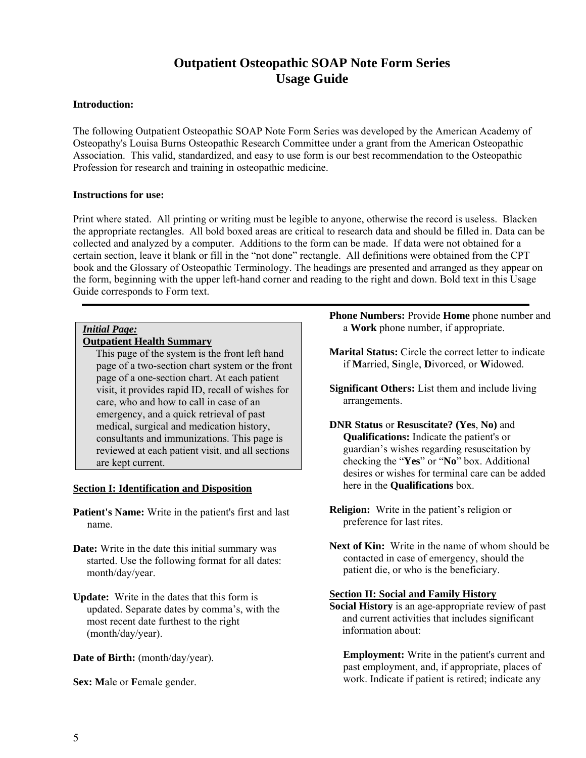# Outpatient Osteopathic SOAP Note Form Series
## Usage Guide

**Introduction:**

The following Outpatient Osteopathic SOAP Note Form Series was developed by the American Academy of Osteopathy's Louisa Burns Osteopathic Research Committee under a grant from the American Osteopathic Association. This valid, standardized, and easy to use form is our best recommendation to the Osteopathic Profession for research and training in osteopathic medicine.

**Instructions for use:**

Print where stated. All printing or writing must be legible to anyone, otherwise the record is useless. Blacken the appropriate rectangles. All bold boxed areas are critical to research data and should be filled in. Data can be collected and analyzed by a computer. Additions to the form can be made. If data were not obtained for a certain section, leave it blank or fill in the "not done" rectangle. All definitions were obtained from the CPT book and the Glossary of Osteopathic Terminology. The headings are presented and arranged as they appear on the form, beginning with the upper left-hand corner and reading to the right and down. Bold text in this Usage Guide corresponds to Form text.

---

***Initial Page:***
**Outpatient Health Summary**

This page of the system is the front left hand page of a two-section chart system or the front page of a one-section chart. At each patient visit, it provides rapid ID, recall of wishes for care, who and how to call in case of an emergency, and a quick retrieval of past medical, surgical and medication history, consultants and immunizations. This page is reviewed at each patient visit, and all sections are kept current.

**Section I: Identification and Disposition**

**Patient's Name:** Write in the patient's first and last name.

**Date:** Write in the date this initial summary was started. Use the following format for all dates: month/day/year.

**Update:** Write in the dates that this form is updated. Separate dates by comma's, with the most recent date furthest to the right (month/day/year).

**Date of Birth:** (month/day/year).

**Sex: M**ale or **F**emale gender.

**Phone Numbers:** Provide **Home** phone number and a **Work** phone number, if appropriate.

**Marital Status:** Circle the correct letter to indicate if **M**arried, **S**ingle, **D**ivorced, or **W**idowed.

**Significant Others:** List them and include living arrangements.

**DNR Status** or **Resuscitate? (Yes**, **No)** and **Qualifications:** Indicate the patient's or guardian's wishes regarding resuscitation by checking the "**Yes**" or "**No**" box. Additional desires or wishes for terminal care can be added here in the **Qualifications** box.

**Religion:** Write in the patient's religion or preference for last rites.

**Next of Kin:** Write in the name of whom should be contacted in case of emergency, should the patient die, or who is the beneficiary.

**Section II: Social and Family History**

**Social History** is an age-appropriate review of past and current activities that includes significant information about:

**Employment:** Write in the patient's current and past employment, and, if appropriate, places of work. Indicate if patient is retired; indicate any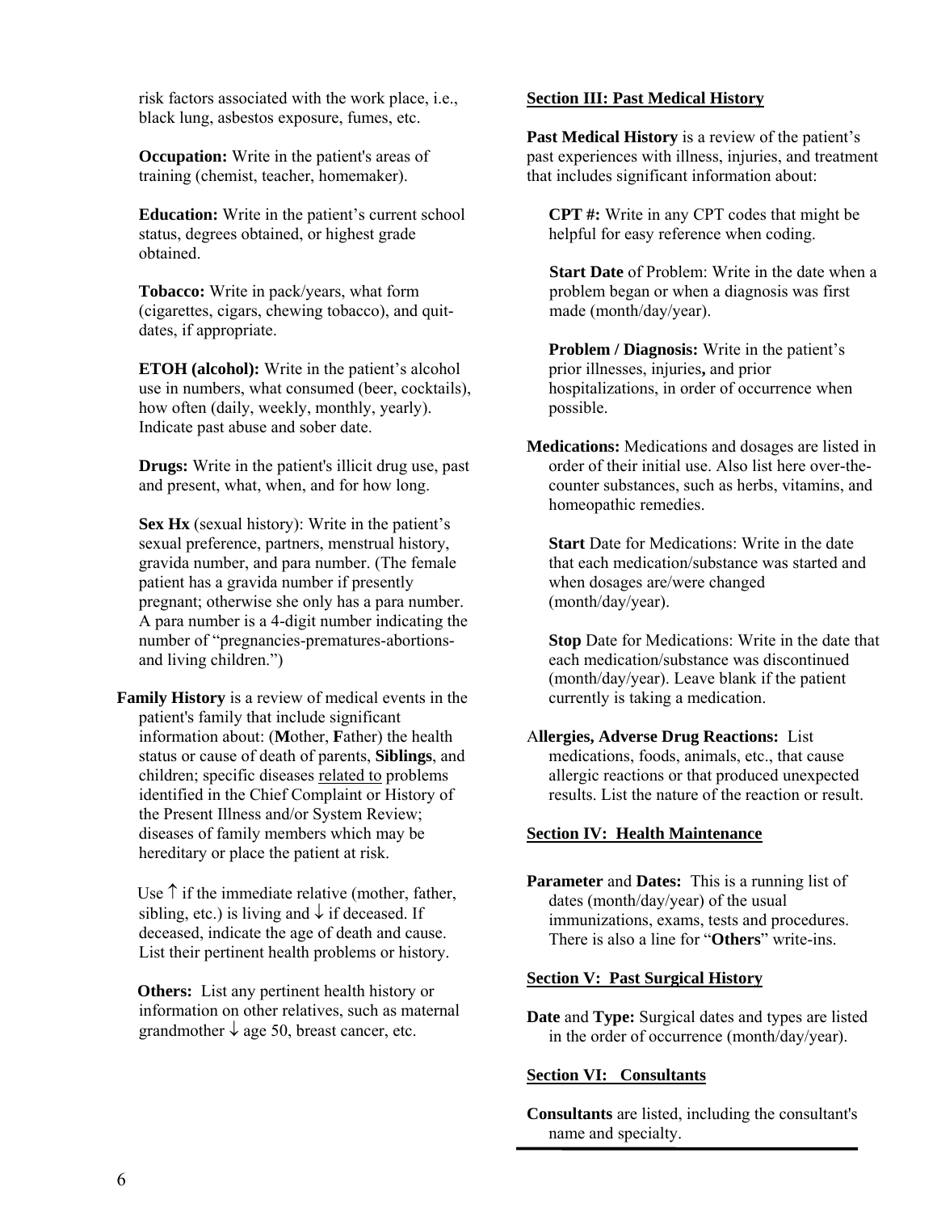risk factors associated with the work place, i.e., black lung, asbestos exposure, fumes, etc.

**Occupation:** Write in the patient's areas of training (chemist, teacher, homemaker).

**Education:** Write in the patient's current school status, degrees obtained, or highest grade obtained.

**Tobacco:** Write in pack/years, what form (cigarettes, cigars, chewing tobacco), and quit-dates, if appropriate.

**ETOH (alcohol):** Write in the patient's alcohol use in numbers, what consumed (beer, cocktails), how often (daily, weekly, monthly, yearly). Indicate past abuse and sober date.

**Drugs:** Write in the patient's illicit drug use, past and present, what, when, and for how long.

**Sex Hx** (sexual history): Write in the patient's sexual preference, partners, menstrual history, gravida number, and para number. (The female patient has a gravida number if presently pregnant; otherwise she only has a para number. A para number is a 4-digit number indicating the number of "pregnancies-prematures-abortions-and living children.")

**Family History** is a review of medical events in the patient's family that include significant information about: (**M**other, **F**ather) the health status or cause of death of parents, **Siblings**, and children; specific diseases related to problems identified in the Chief Complaint or History of the Present Illness and/or System Review; diseases of family members which may be hereditary or place the patient at risk.

Use ↑ if the immediate relative (mother, father, sibling, etc.) is living and ↓ if deceased. If deceased, indicate the age of death and cause. List their pertinent health problems or history.

**Others:** List any pertinent health history or information on other relatives, such as maternal grandmother ↓ age 50, breast cancer, etc.

## Section III: Past Medical History

**Past Medical History** is a review of the patient's past experiences with illness, injuries, and treatment that includes significant information about:

**CPT #:** Write in any CPT codes that might be helpful for easy reference when coding.

**Start Date** of Problem: Write in the date when a problem began or when a diagnosis was first made (month/day/year).

**Problem / Diagnosis:** Write in the patient's prior illnesses, injuries**,** and prior hospitalizations, in order of occurrence when possible.

**Medications:** Medications and dosages are listed in order of their initial use. Also list here over-the-counter substances, such as herbs, vitamins, and homeopathic remedies.

**Start** Date for Medications: Write in the date that each medication/substance was started and when dosages are/were changed (month/day/year).

**Stop** Date for Medications: Write in the date that each medication/substance was discontinued (month/day/year). Leave blank if the patient currently is taking a medication.

**Allergies, Adverse Drug Reactions:** List medications, foods, animals, etc., that cause allergic reactions or that produced unexpected results. List the nature of the reaction or result.

## Section IV: Health Maintenance

**Parameter** and **Dates:** This is a running list of dates (month/day/year) of the usual immunizations, exams, tests and procedures. There is also a line for "**Others**" write-ins.

## Section V: Past Surgical History

**Date** and **Type:** Surgical dates and types are listed in the order of occurrence (month/day/year).

## Section VI: Consultants

**Consultants** are listed, including the consultant's name and specialty.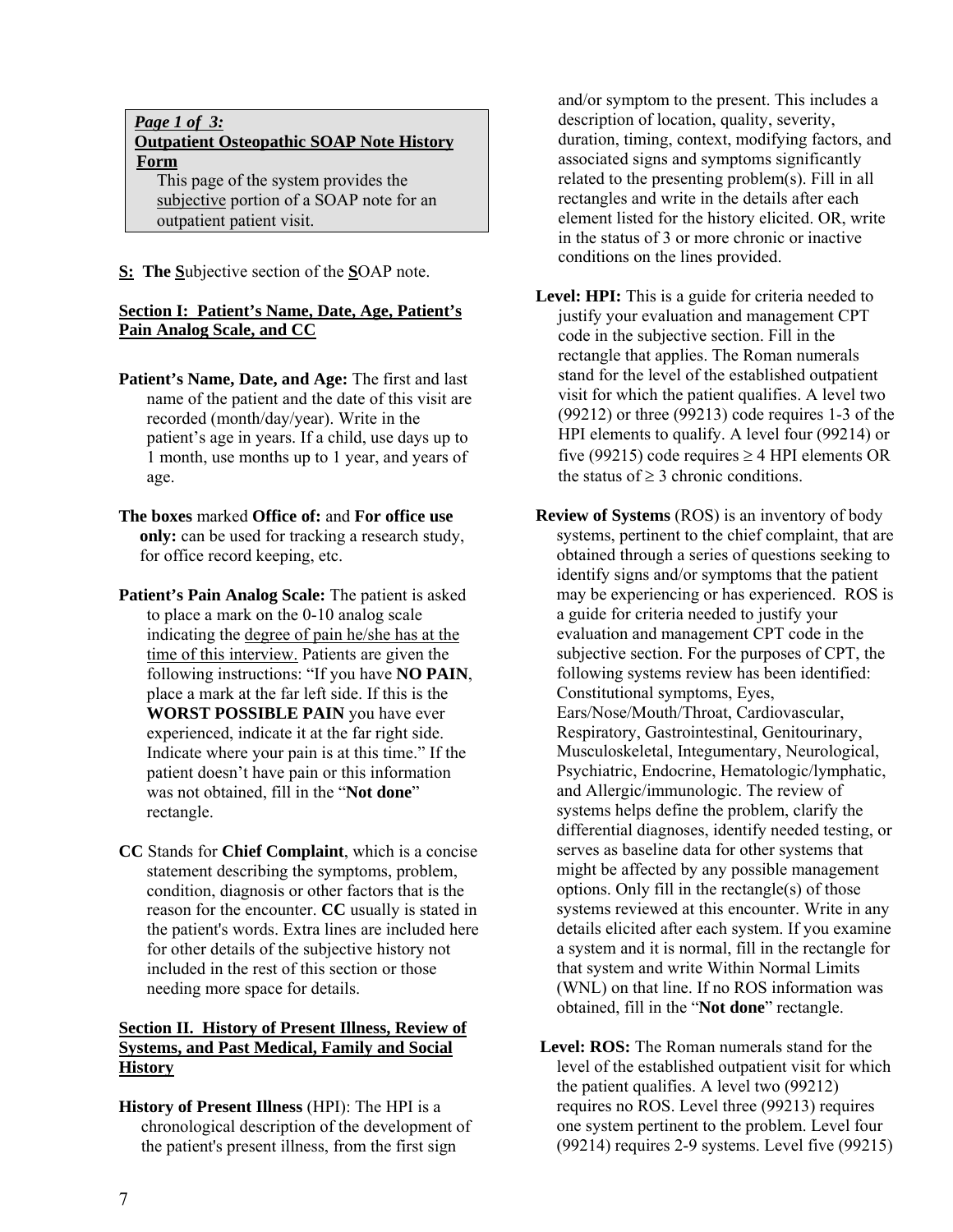**_Page 1 of 3:_**
**Outpatient Osteopathic SOAP Note History Form**
This page of the system provides the subjective portion of a SOAP note for an outpatient patient visit.

**S: The Subjective** section of the **S**OAP note.

**Section I: Patient's Name, Date, Age, Patient's Pain Analog Scale, and CC**

**Patient's Name, Date, and Age:** The first and last name of the patient and the date of this visit are recorded (month/day/year). Write in the patient's age in years. If a child, use days up to 1 month, use months up to 1 year, and years of age.

**The boxes** marked **Office of:** and **For office use only:** can be used for tracking a research study, for office record keeping, etc.

**Patient's Pain Analog Scale:** The patient is asked to place a mark on the 0-10 analog scale indicating the degree of pain he/she has at the time of this interview. Patients are given the following instructions: "If you have **NO PAIN**, place a mark at the far left side. If this is the **WORST POSSIBLE PAIN** you have ever experienced, indicate it at the far right side. Indicate where your pain is at this time." If the patient doesn't have pain or this information was not obtained, fill in the "**Not done**" rectangle.

**CC** Stands for **Chief Complaint**, which is a concise statement describing the symptoms, problem, condition, diagnosis or other factors that is the reason for the encounter. **CC** usually is stated in the patient's words. Extra lines are included here for other details of the subjective history not included in the rest of this section or those needing more space for details.

**Section II. History of Present Illness, Review of Systems, and Past Medical, Family and Social History**

**History of Present Illness** (HPI): The HPI is a chronological description of the development of the patient's present illness, from the first sign and/or symptom to the present. This includes a description of location, quality, severity, duration, timing, context, modifying factors, and associated signs and symptoms significantly related to the presenting problem(s). Fill in all rectangles and write in the details after each element listed for the history elicited. OR, write in the status of 3 or more chronic or inactive conditions on the lines provided.

**Level: HPI:** This is a guide for criteria needed to justify your evaluation and management CPT code in the subjective section. Fill in the rectangle that applies. The Roman numerals stand for the level of the established outpatient visit for which the patient qualifies. A level two (99212) or three (99213) code requires 1-3 of the HPI elements to qualify. A level four (99214) or five (99215) code requires ≥ 4 HPI elements OR the status of ≥ 3 chronic conditions.

**Review of Systems** (ROS) is an inventory of body systems, pertinent to the chief complaint, that are obtained through a series of questions seeking to identify signs and/or symptoms that the patient may be experiencing or has experienced. ROS is a guide for criteria needed to justify your evaluation and management CPT code in the subjective section. For the purposes of CPT, the following systems review has been identified: Constitutional symptoms, Eyes, Ears/Nose/Mouth/Throat, Cardiovascular, Respiratory, Gastrointestinal, Genitourinary, Musculoskeletal, Integumentary, Neurological, Psychiatric, Endocrine, Hematologic/lymphatic, and Allergic/immunologic. The review of systems helps define the problem, clarify the differential diagnoses, identify needed testing, or serves as baseline data for other systems that might be affected by any possible management options. Only fill in the rectangle(s) of those systems reviewed at this encounter. Write in any details elicited after each system. If you examine a system and it is normal, fill in the rectangle for that system and write Within Normal Limits (WNL) on that line. If no ROS information was obtained, fill in the "**Not done**" rectangle.

**Level: ROS:** The Roman numerals stand for the level of the established outpatient visit for which the patient qualifies. A level two (99212) requires no ROS. Level three (99213) requires one system pertinent to the problem. Level four (99214) requires 2-9 systems. Level five (99215)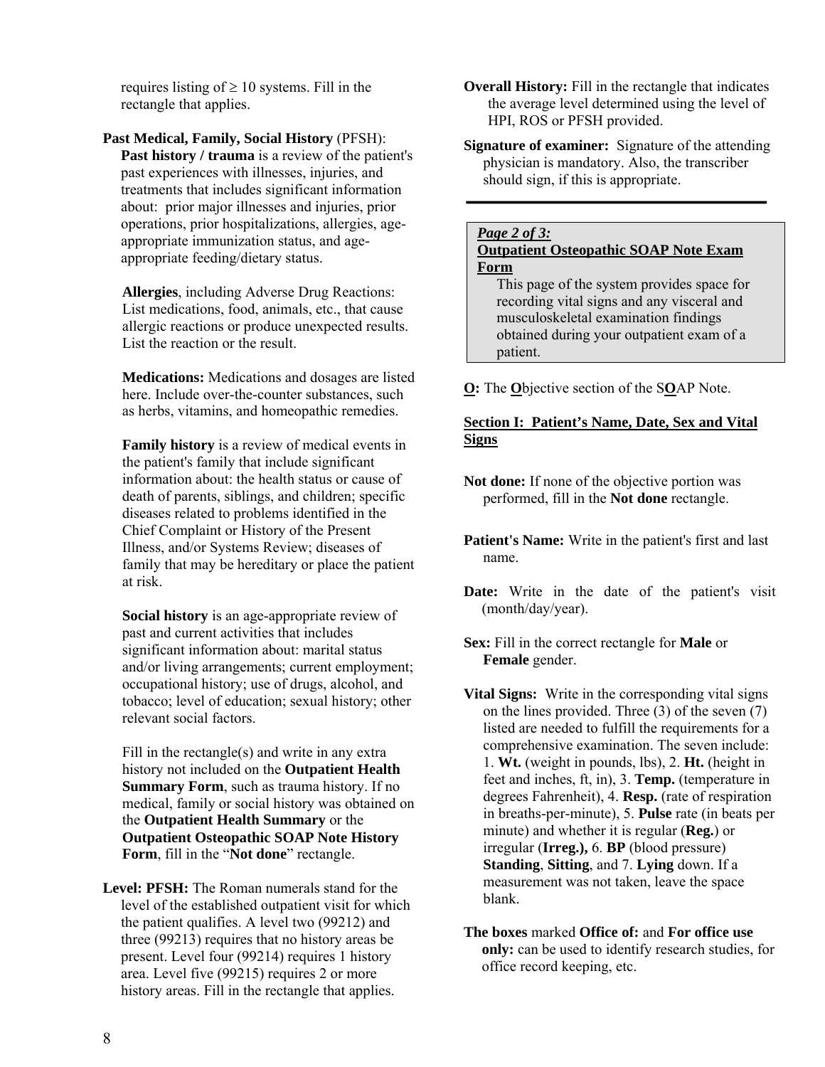requires listing of ≥ 10 systems. Fill in the rectangle that applies.

**Past Medical, Family, Social History** (PFSH):
**Past history / trauma** is a review of the patient's past experiences with illnesses, injuries, and treatments that includes significant information about: prior major illnesses and injuries, prior operations, prior hospitalizations, allergies, age-appropriate immunization status, and age-appropriate feeding/dietary status.

**Allergies**, including Adverse Drug Reactions: List medications, food, animals, etc., that cause allergic reactions or produce unexpected results. List the reaction or the result.

**Medications:** Medications and dosages are listed here. Include over-the-counter substances, such as herbs, vitamins, and homeopathic remedies.

**Family history** is a review of medical events in the patient's family that include significant information about: the health status or cause of death of parents, siblings, and children; specific diseases related to problems identified in the Chief Complaint or History of the Present Illness, and/or Systems Review; diseases of family that may be hereditary or place the patient at risk.

**Social history** is an age-appropriate review of past and current activities that includes significant information about: marital status and/or living arrangements; current employment; occupational history; use of drugs, alcohol, and tobacco; level of education; sexual history; other relevant social factors.

Fill in the rectangle(s) and write in any extra history not included on the **Outpatient Health Summary Form**, such as trauma history. If no medical, family or social history was obtained on the **Outpatient Health Summary** or the **Outpatient Osteopathic SOAP Note History Form**, fill in the "**Not done**" rectangle.

**Level: PFSH:** The Roman numerals stand for the level of the established outpatient visit for which the patient qualifies. A level two (99212) and three (99213) requires that no history areas be present. Level four (99214) requires 1 history area. Level five (99215) requires 2 or more history areas. Fill in the rectangle that applies.

**Overall History:** Fill in the rectangle that indicates the average level determined using the level of HPI, ROS or PFSH provided.

**Signature of examiner:** Signature of the attending physician is mandatory. Also, the transcriber should sign, if this is appropriate.

---

***Page 2 of 3:***
**Outpatient Osteopathic SOAP Note Exam Form**

This page of the system provides space for recording vital signs and any visceral and musculoskeletal examination findings obtained during your outpatient exam of a patient.

**O:** The **O**bjective section of the S**O**AP Note.

**Section I: Patient's Name, Date, Sex and Vital Signs**

**Not done:** If none of the objective portion was performed, fill in the **Not done** rectangle.

**Patient's Name:** Write in the patient's first and last name.

**Date:** Write in the date of the patient's visit (month/day/year).

**Sex:** Fill in the correct rectangle for **Male** or **Female** gender.

**Vital Signs:** Write in the corresponding vital signs on the lines provided. Three (3) of the seven (7) listed are needed to fulfill the requirements for a comprehensive examination. The seven include: 1. **Wt.** (weight in pounds, lbs), 2. **Ht.** (height in feet and inches, ft, in), 3. **Temp.** (temperature in degrees Fahrenheit), 4. **Resp.** (rate of respiration in breaths-per-minute), 5. **Pulse** rate (in beats per minute) and whether it is regular (**Reg.**) or irregular (**Irreg.**), 6. **BP** (blood pressure) **Standing**, **Sitting**, and 7. **Lying** down. If a measurement was not taken, leave the space blank.

**The boxes** marked **Office of:** and **For office use only:** can be used to identify research studies, for office record keeping, etc.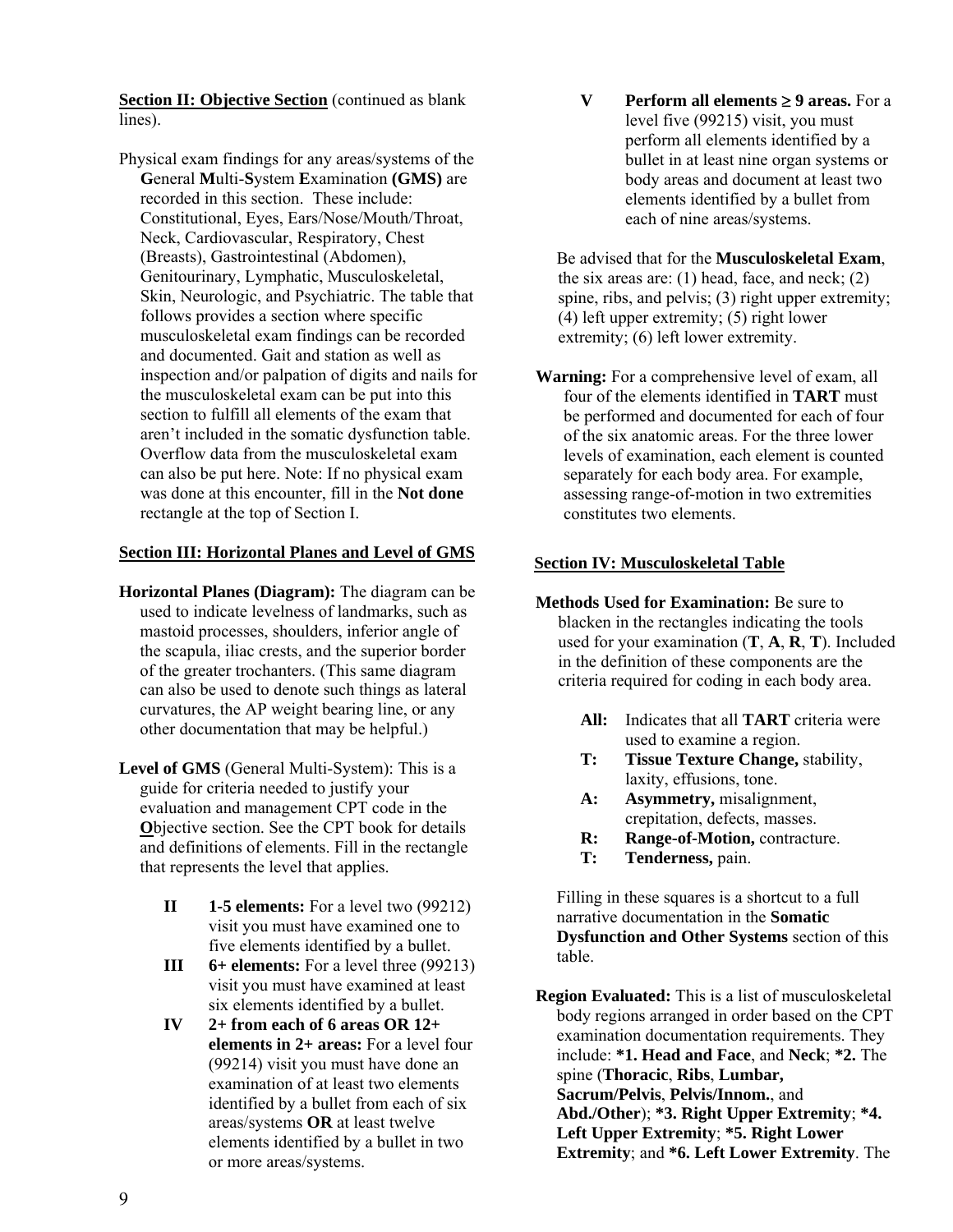**<u>Section II: Objective Section</u>** (continued as blank lines).

Physical exam findings for any areas/systems of the **G**eneral **M**ulti-**S**ystem **E**xamination **(GMS)** are recorded in this section. These include: Constitutional, Eyes, Ears/Nose/Mouth/Throat, Neck, Cardiovascular, Respiratory, Chest (Breasts), Gastrointestinal (Abdomen), Genitourinary, Lymphatic, Musculoskeletal, Skin, Neurologic, and Psychiatric. The table that follows provides a section where specific musculoskeletal exam findings can be recorded and documented. Gait and station as well as inspection and/or palpation of digits and nails for the musculoskeletal exam can be put into this section to fulfill all elements of the exam that aren't included in the somatic dysfunction table. Overflow data from the musculoskeletal exam can also be put here. Note: If no physical exam was done at this encounter, fill in the **Not done** rectangle at the top of Section I.

**<u>Section III: Horizontal Planes and Level of GMS</u>**

**Horizontal Planes (Diagram):** The diagram can be used to indicate levelness of landmarks, such as mastoid processes, shoulders, inferior angle of the scapula, iliac crests, and the superior border of the greater trochanters. (This same diagram can also be used to denote such things as lateral curvatures, the AP weight bearing line, or any other documentation that may be helpful.)

**Level of GMS** (General Multi-System): This is a guide for criteria needed to justify your evaluation and management CPT code in the **<u>O</u>**bjective section. See the CPT book for details and definitions of elements. Fill in the rectangle that represents the level that applies.

- **II** **1-5 elements:** For a level two (99212) visit you must have examined one to five elements identified by a bullet.
- **III** **6+ elements:** For a level three (99213) visit you must have examined at least six elements identified by a bullet.
- **IV** **2+ from each of 6 areas OR 12+ elements in 2+ areas:** For a level four (99214) visit you must have done an examination of at least two elements identified by a bullet from each of six areas/systems **OR** at least twelve elements identified by a bullet in two or more areas/systems.
- **V** **Perform all elements ≥ 9 areas.** For a level five (99215) visit, you must perform all elements identified by a bullet in at least nine organ systems or body areas and document at least two elements identified by a bullet from each of nine areas/systems.

Be advised that for the **Musculoskeletal Exam**, the six areas are: (1) head, face, and neck; (2) spine, ribs, and pelvis; (3) right upper extremity; (4) left upper extremity; (5) right lower extremity; (6) left lower extremity.

**Warning:** For a comprehensive level of exam, all four of the elements identified in **TART** must be performed and documented for each of four of the six anatomic areas. For the three lower levels of examination, each element is counted separately for each body area. For example, assessing range-of-motion in two extremities constitutes two elements.

**<u>Section IV: Musculoskeletal Table</u>**

**Methods Used for Examination:** Be sure to blacken in the rectangles indicating the tools used for your examination (**T**, **A**, **R**, **T**). Included in the definition of these components are the criteria required for coding in each body area.

- **All:** Indicates that all **TART** criteria were used to examine a region.
- **T:** **Tissue Texture Change,** stability, laxity, effusions, tone.
- **A:** **Asymmetry,** misalignment, crepitation, defects, masses.
- **R:** **Range-of-Motion,** contracture.
- **T:** **Tenderness,** pain.

Filling in these squares is a shortcut to a full narrative documentation in the **Somatic Dysfunction and Other Systems** section of this table.

**Region Evaluated:** This is a list of musculoskeletal body regions arranged in order based on the CPT examination documentation requirements. They include: ***1. Head and Face**, and **Neck**; ***2.** The spine (**Thoracic**, **Ribs**, **Lumbar, Sacrum/Pelvis**, **Pelvis/Innom.**, and **Abd./Other**); ***3. Right Upper Extremity**; ***4. Left Upper Extremity**; ***5. Right Lower Extremity**; and ***6. Left Lower Extremity**. The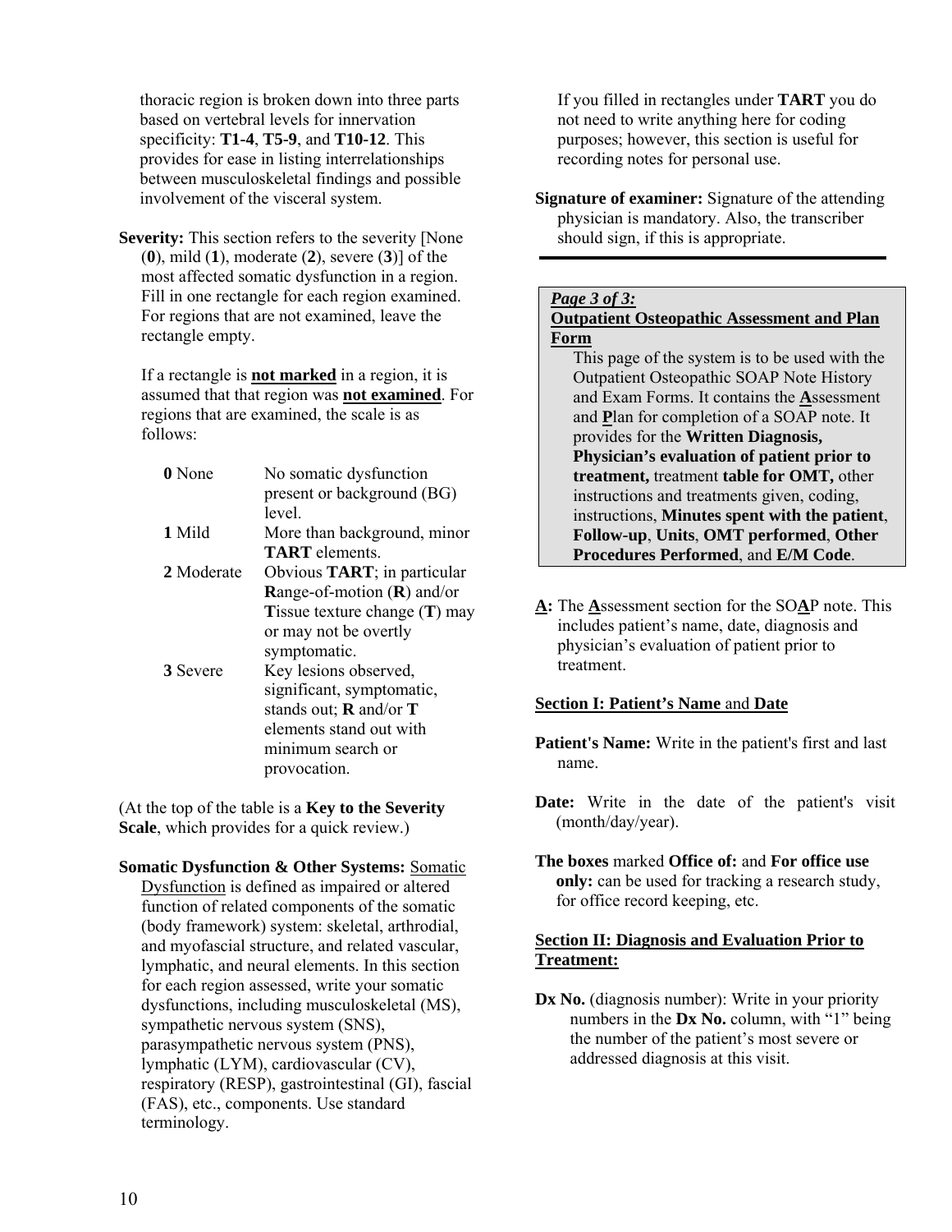thoracic region is broken down into three parts based on vertebral levels for innervation specificity: **T1-4**, **T5-9**, and **T10-12**. This provides for ease in listing interrelationships between musculoskeletal findings and possible involvement of the visceral system.

**Severity:** This section refers to the severity [None (**0**), mild (**1**), moderate (**2**), severe (**3**)] of the most affected somatic dysfunction in a region. Fill in one rectangle for each region examined. For regions that are not examined, leave the rectangle empty.

If a rectangle is **not marked** in a region, it is assumed that that region was **not examined**. For regions that are examined, the scale is as follows:

| | |
|---|---|
| **0** None | No somatic dysfunction present or background (BG) level. |
| **1** Mild | More than background, minor **TART** elements. |
| **2** Moderate | Obvious **TART**; in particular **R**ange-of-motion (**R**) and/or **T**issue texture change (**T**) may or may not be overtly symptomatic. |
| **3** Severe | Key lesions observed, significant, symptomatic, stands out; **R** and/or **T** elements stand out with minimum search or provocation. |

(At the top of the table is a **Key to the Severity Scale**, which provides for a quick review.)

**Somatic Dysfunction & Other Systems:** Somatic Dysfunction is defined as impaired or altered function of related components of the somatic (body framework) system: skeletal, arthrodial, and myofascial structure, and related vascular, lymphatic, and neural elements. In this section for each region assessed, write your somatic dysfunctions, including musculoskeletal (MS), sympathetic nervous system (SNS), parasympathetic nervous system (PNS), lymphatic (LYM), cardiovascular (CV), respiratory (RESP), gastrointestinal (GI), fascial (FAS), etc., components. Use standard terminology.

If you filled in rectangles under **TART** you do not need to write anything here for coding purposes; however, this section is useful for recording notes for personal use.

**Signature of examiner:** Signature of the attending physician is mandatory. Also, the transcriber should sign, if this is appropriate.

---

***Page 3 of 3:***
**Outpatient Osteopathic Assessment and Plan Form**

This page of the system is to be used with the Outpatient Osteopathic SOAP Note History and Exam Forms. It contains the **A**ssessment and **P**lan for completion of a SOAP note. It provides for the **Written Diagnosis, Physician's evaluation of patient prior to treatment,** treatment **table for OMT,** other instructions and treatments given, coding, instructions, **Minutes spent with the patient**, **Follow-up**, **Units**, **OMT performed**, **Other Procedures Performed**, and **E/M Code**.

**A:** The **A**ssessment section for the SO**A**P note. This includes patient's name, date, diagnosis and physician's evaluation of patient prior to treatment.

**Section I: Patient's Name and Date**

**Patient's Name:** Write in the patient's first and last name.

**Date:** Write in the date of the patient's visit (month/day/year).

**The boxes** marked **Office of:** and **For office use only:** can be used for tracking a research study, for office record keeping, etc.

**Section II: Diagnosis and Evaluation Prior to Treatment:**

**Dx No.** (diagnosis number): Write in your priority numbers in the **Dx No.** column, with "1" being the number of the patient's most severe or addressed diagnosis at this visit.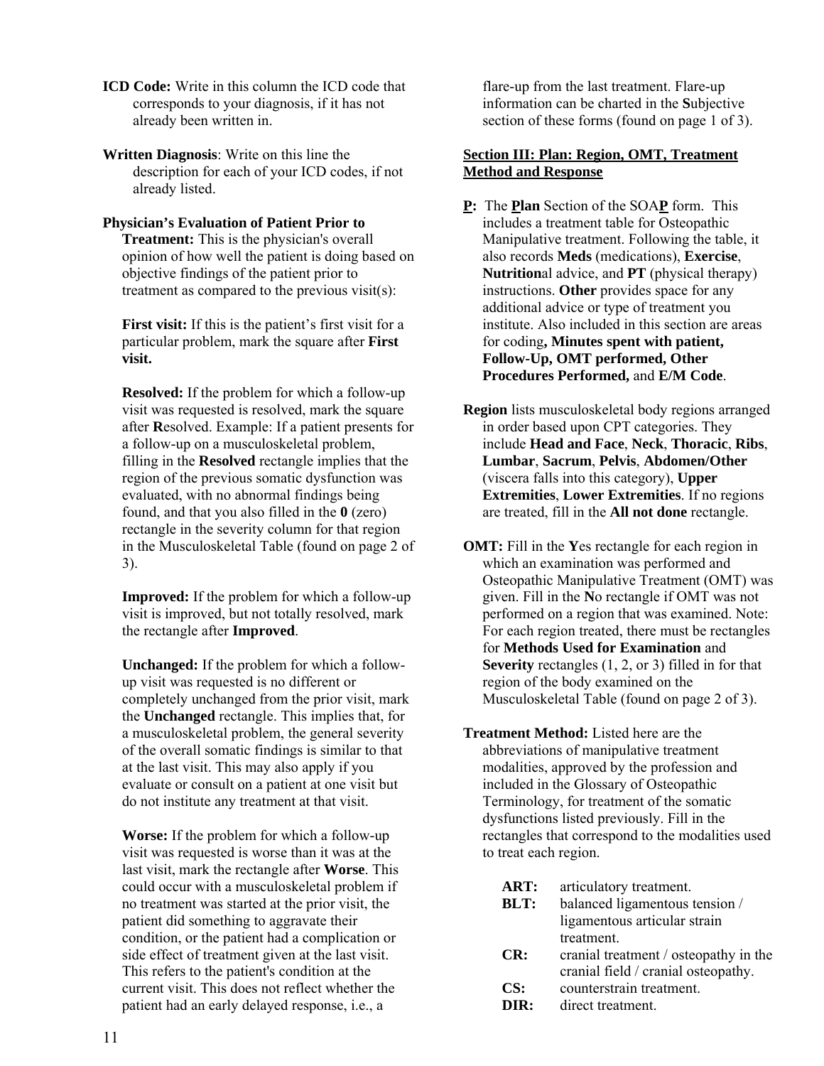**ICD Code:** Write in this column the ICD code that corresponds to your diagnosis, if it has not already been written in.

**Written Diagnosis**: Write on this line the description for each of your ICD codes, if not already listed.

**Physician's Evaluation of Patient Prior to Treatment:** This is the physician's overall opinion of how well the patient is doing based on objective findings of the patient prior to treatment as compared to the previous visit(s):

**First visit:** If this is the patient's first visit for a particular problem, mark the square after **First visit.**

**Resolved:** If the problem for which a follow-up visit was requested is resolved, mark the square after **R**esolved. Example: If a patient presents for a follow-up on a musculoskeletal problem, filling in the **Resolved** rectangle implies that the region of the previous somatic dysfunction was evaluated, with no abnormal findings being found, and that you also filled in the **0** (zero) rectangle in the severity column for that region in the Musculoskeletal Table (found on page 2 of 3).

**Improved:** If the problem for which a follow-up visit is improved, but not totally resolved, mark the rectangle after **Improved**.

**Unchanged:** If the problem for which a follow-up visit was requested is no different or completely unchanged from the prior visit, mark the **Unchanged** rectangle. This implies that, for a musculoskeletal problem, the general severity of the overall somatic findings is similar to that at the last visit. This may also apply if you evaluate or consult on a patient at one visit but do not institute any treatment at that visit.

**Worse:** If the problem for which a follow-up visit was requested is worse than it was at the last visit, mark the rectangle after **Worse**. This could occur with a musculoskeletal problem if no treatment was started at the prior visit, the patient did something to aggravate their condition, or the patient had a complication or side effect of treatment given at the last visit. This refers to the patient's condition at the current visit. This does not reflect whether the patient had an early delayed response, i.e., a flare-up from the last treatment. Flare-up information can be charted in the **S**ubjective section of these forms (found on page 1 of 3).

## Section III: Plan: Region, OMT, Treatment Method and Response

**P:** The **Plan** Section of the SOA**P** form. This includes a treatment table for Osteopathic Manipulative treatment. Following the table, it also records **Meds** (medications), **Exercise**, **Nutrition**al advice, and **PT** (physical therapy) instructions. **Other** provides space for any additional advice or type of treatment you institute. Also included in this section are areas for coding**, Minutes spent with patient, Follow-Up, OMT performed, Other Procedures Performed,** and **E/M Code**.

**Region** lists musculoskeletal body regions arranged in order based upon CPT categories. They include **Head and Face**, **Neck**, **Thoracic**, **Ribs**, **Lumbar**, **Sacrum**, **Pelvis**, **Abdomen/Other** (viscera falls into this category), **Upper Extremities**, **Lower Extremities**. If no regions are treated, fill in the **All not done** rectangle.

**OMT:** Fill in the **Y**es rectangle for each region in which an examination was performed and Osteopathic Manipulative Treatment (OMT) was given. Fill in the **N**o rectangle if OMT was not performed on a region that was examined. Note: For each region treated, there must be rectangles for **Methods Used for Examination** and **Severity** rectangles (1, 2, or 3) filled in for that region of the body examined on the Musculoskeletal Table (found on page 2 of 3).

**Treatment Method:** Listed here are the abbreviations of manipulative treatment modalities, approved by the profession and included in the Glossary of Osteopathic Terminology, for treatment of the somatic dysfunctions listed previously. Fill in the rectangles that correspond to the modalities used to treat each region.

- **ART:** articulatory treatment.
- **BLT:** balanced ligamentous tension / ligamentous articular strain treatment.
- **CR:** cranial treatment / osteopathy in the cranial field / cranial osteopathy.
- **CS:** counterstrain treatment.
- **DIR:** direct treatment.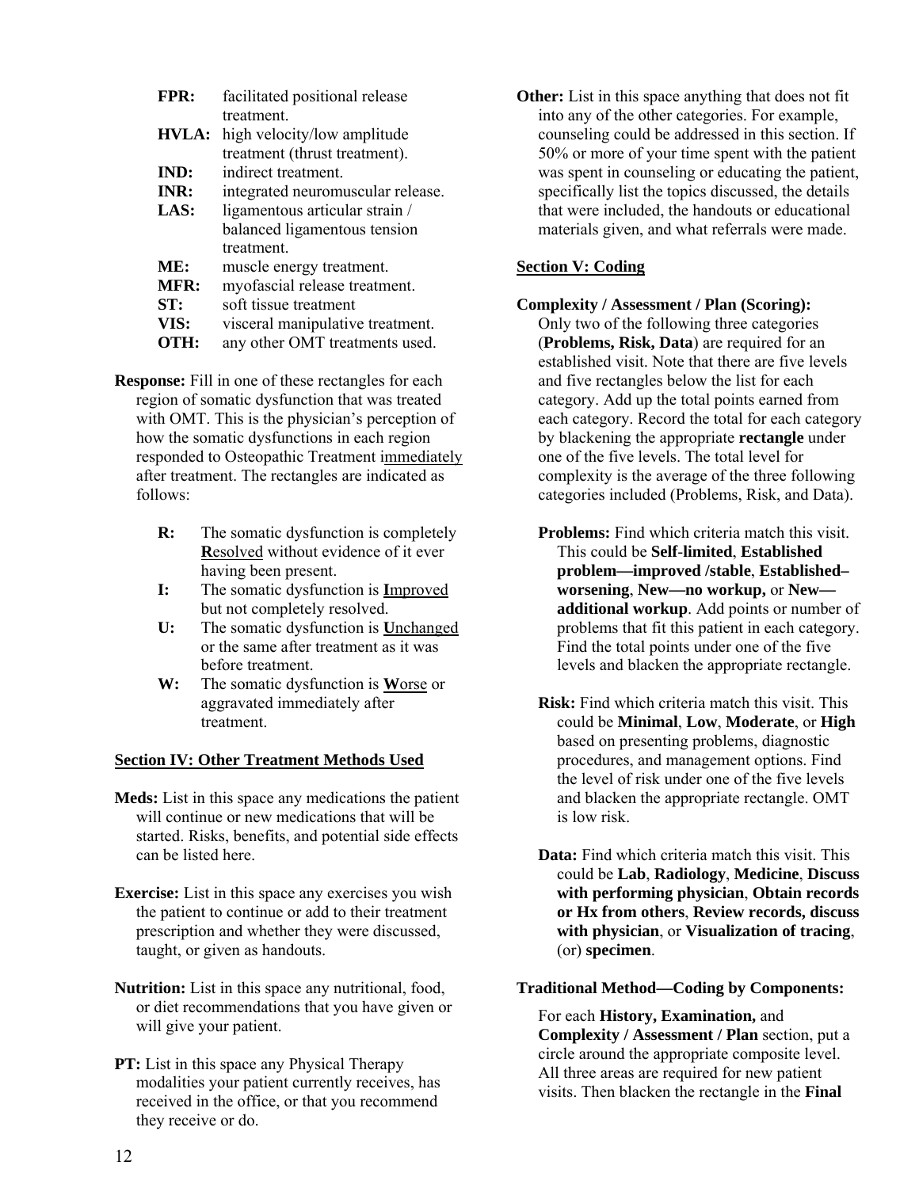**FPR:** facilitated positional release treatment.
**HVLA:** high velocity/low amplitude treatment (thrust treatment).
**IND:** indirect treatment.
**INR:** integrated neuromuscular release.
**LAS:** ligamentous articular strain / balanced ligamentous tension treatment.
**ME:** muscle energy treatment.
**MFR:** myofascial release treatment.
**ST:** soft tissue treatment
**VIS:** visceral manipulative treatment.
**OTH:** any other OMT treatments used.

**Response:** Fill in one of these rectangles for each region of somatic dysfunction that was treated with OMT. This is the physician's perception of how the somatic dysfunctions in each region responded to Osteopathic Treatment immediately after treatment. The rectangles are indicated as follows:

- **R:** The somatic dysfunction is completely **R**esolved without evidence of it ever having been present.
- **I:** The somatic dysfunction is **I**mproved but not completely resolved.
- **U:** The somatic dysfunction is **U**nchanged or the same after treatment as it was before treatment.
- **W:** The somatic dysfunction is **W**orse or aggravated immediately after treatment.

## Section IV: Other Treatment Methods Used

**Meds:** List in this space any medications the patient will continue or new medications that will be started. Risks, benefits, and potential side effects can be listed here.

**Exercise:** List in this space any exercises you wish the patient to continue or add to their treatment prescription and whether they were discussed, taught, or given as handouts.

**Nutrition:** List in this space any nutritional, food, or diet recommendations that you have given or will give your patient.

**PT:** List in this space any Physical Therapy modalities your patient currently receives, has received in the office, or that you recommend they receive or do.

**Other:** List in this space anything that does not fit into any of the other categories. For example, counseling could be addressed in this section. If 50% or more of your time spent with the patient was spent in counseling or educating the patient, specifically list the topics discussed, the details that were included, the handouts or educational materials given, and what referrals were made.

## Section V: Coding

**Complexity / Assessment / Plan (Scoring):** Only two of the following three categories (**Problems, Risk, Data**) are required for an established visit. Note that there are five levels and five rectangles below the list for each category. Add up the total points earned from each category. Record the total for each category by blackening the appropriate **rectangle** under one of the five levels. The total level for complexity is the average of the three following categories included (Problems, Risk, and Data).

**Problems:** Find which criteria match this visit. This could be **Self-limited**, **Established problem—improved /stable**, **Established–worsening**, **New—no workup,** or **New—additional workup**. Add points or number of problems that fit this patient in each category. Find the total points under one of the five levels and blacken the appropriate rectangle.

**Risk:** Find which criteria match this visit. This could be **Minimal**, **Low**, **Moderate**, or **High** based on presenting problems, diagnostic procedures, and management options. Find the level of risk under one of the five levels and blacken the appropriate rectangle. OMT is low risk.

**Data:** Find which criteria match this visit. This could be **Lab**, **Radiology**, **Medicine**, **Discuss with performing physician**, **Obtain records or Hx from others**, **Review records, discuss with physician**, or **Visualization of tracing**, (or) **specimen**.

**Traditional Method—Coding by Components:**

For each **History, Examination,** and **Complexity / Assessment / Plan** section, put a circle around the appropriate composite level. All three areas are required for new patient visits. Then blacken the rectangle in the **Final**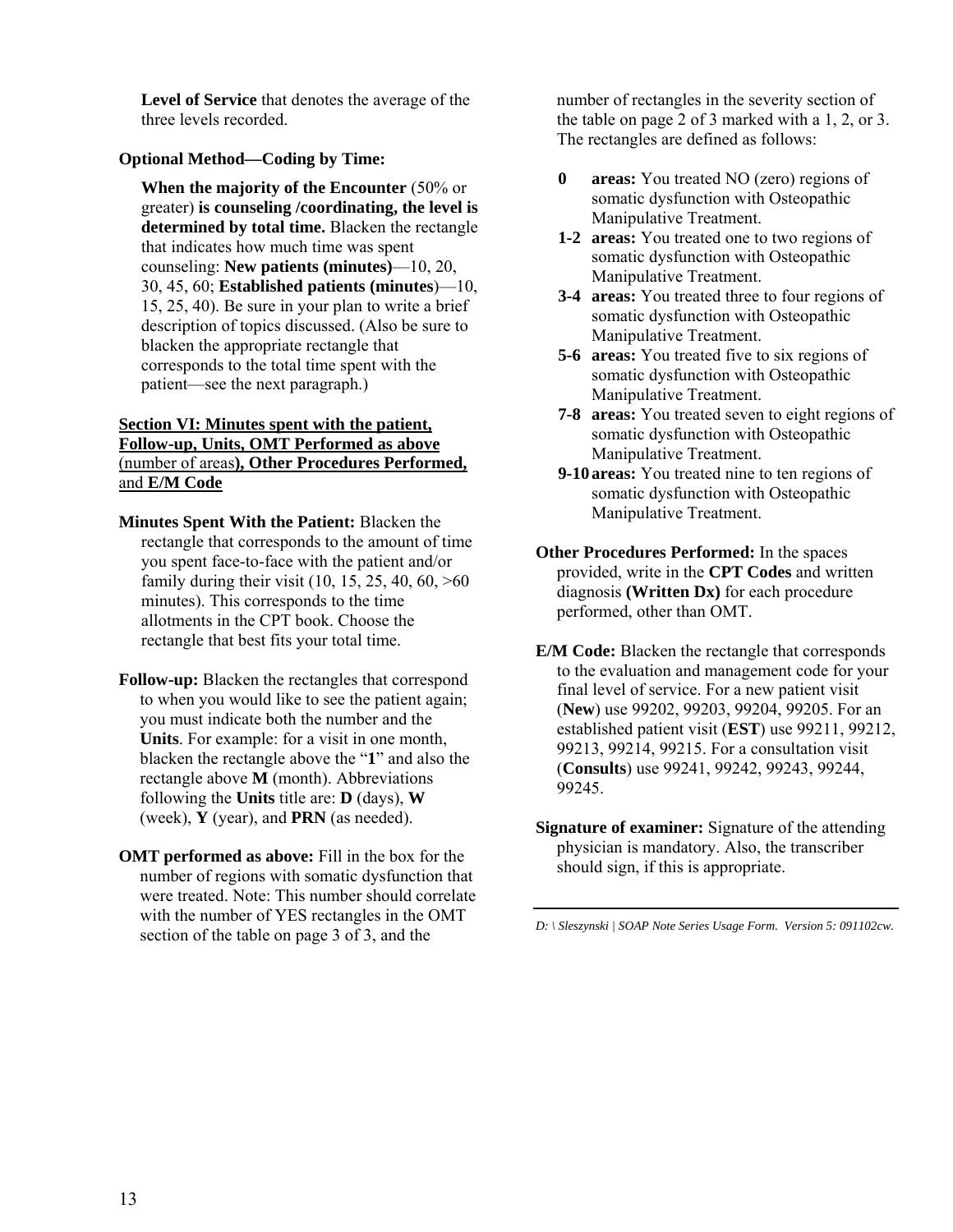**Level of Service** that denotes the average of the three levels recorded.

**Optional Method—Coding by Time:**

**When the majority of the Encounter** (50% or greater) **is counseling /coordinating, the level is determined by total time.** Blacken the rectangle that indicates how much time was spent counseling: **New patients (minutes)**—10, 20, 30, 45, 60; **Established patients (minutes**)—10, 15, 25, 40). Be sure in your plan to write a brief description of topics discussed. (Also be sure to blacken the appropriate rectangle that corresponds to the total time spent with the patient—see the next paragraph.)

**<u>Section VI: Minutes spent with the patient, Follow-up, Units, OMT Performed as above</u>** <u>(number of areas</u>**<u>), Other Procedures Performed,</u>** <u>and</u> **<u>E/M Code</u>**

**Minutes Spent With the Patient:** Blacken the rectangle that corresponds to the amount of time you spent face-to-face with the patient and/or family during their visit (10, 15, 25, 40, 60, >60 minutes). This corresponds to the time allotments in the CPT book. Choose the rectangle that best fits your total time.

**Follow-up:** Blacken the rectangles that correspond to when you would like to see the patient again; you must indicate both the number and the **Units**. For example: for a visit in one month, blacken the rectangle above the "**1**" and also the rectangle above **M** (month). Abbreviations following the **Units** title are: **D** (days), **W** (week), **Y** (year), and **PRN** (as needed).

**OMT performed as above:** Fill in the box for the number of regions with somatic dysfunction that were treated. Note: This number should correlate with the number of YES rectangles in the OMT section of the table on page 3 of 3, and the number of rectangles in the severity section of the table on page 2 of 3 marked with a 1, 2, or 3. The rectangles are defined as follows:

- **0 areas:** You treated NO (zero) regions of somatic dysfunction with Osteopathic Manipulative Treatment.
- **1-2 areas:** You treated one to two regions of somatic dysfunction with Osteopathic Manipulative Treatment.
- **3-4 areas:** You treated three to four regions of somatic dysfunction with Osteopathic Manipulative Treatment.
- **5-6 areas:** You treated five to six regions of somatic dysfunction with Osteopathic Manipulative Treatment.
- **7-8 areas:** You treated seven to eight regions of somatic dysfunction with Osteopathic Manipulative Treatment.
- **9-10 areas:** You treated nine to ten regions of somatic dysfunction with Osteopathic Manipulative Treatment.

**Other Procedures Performed:** In the spaces provided, write in the **CPT Codes** and written diagnosis **(Written Dx)** for each procedure performed, other than OMT.

**E/M Code:** Blacken the rectangle that corresponds to the evaluation and management code for your final level of service. For a new patient visit (**New**) use 99202, 99203, 99204, 99205. For an established patient visit (**EST**) use 99211, 99212, 99213, 99214, 99215. For a consultation visit (**Consults**) use 99241, 99242, 99243, 99244, 99245.

**Signature of examiner:** Signature of the attending physician is mandatory. Also, the transcriber should sign, if this is appropriate.

---

*D: \ Sleszynski | SOAP Note Series Usage Form. Version 5: 091102cw.*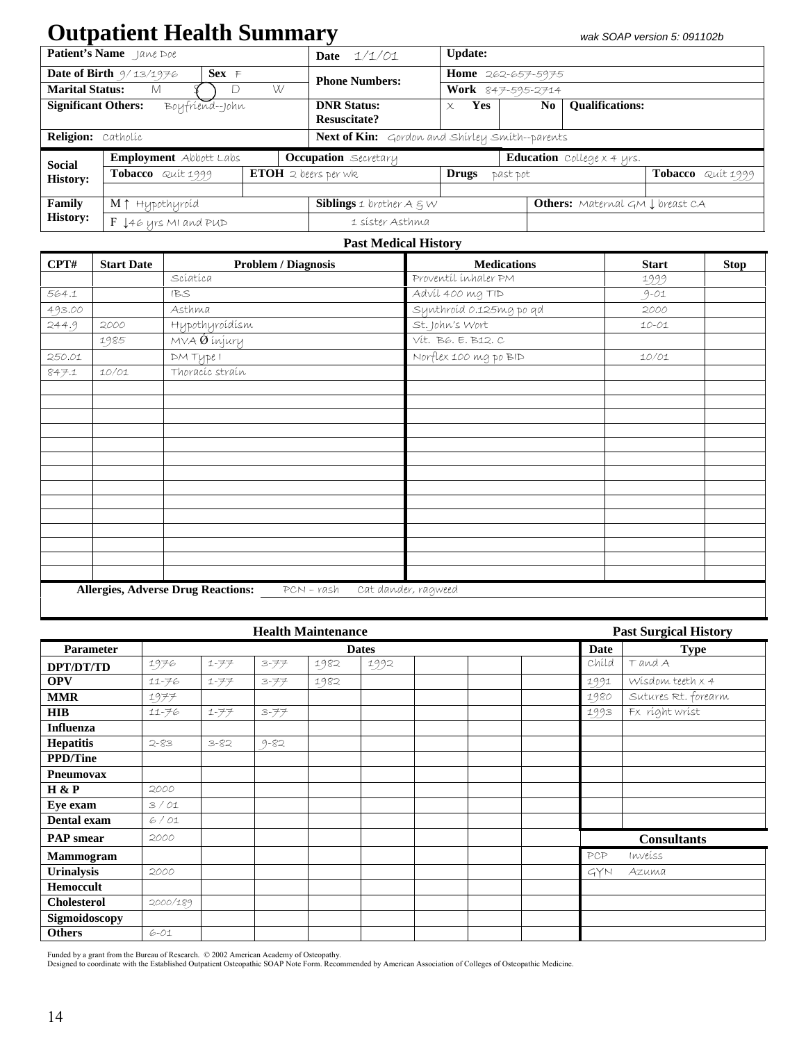# Outpatient Health Summary

*wak SOAP version 5: 091102b*

| **Patient's Name** Jane Doe | | **Date** 1/1/01 | **Update:** | | |
|---|---|---|---|---|---|
| **Date of Birth** 9/13/1976 | **Sex** F | **Phone Numbers:** | **Home** 262-657-5975 | | |
| **Marital Status:** M (S) D W | | | **Work** 847-595-2714 | | |
| **Significant Others:** Boyfriend--John | | **DNR Status: Resuscitate?** | X **Yes** | **No** | **Qualifications:** |
| **Religion:** Catholic | | **Next of Kin:** Gordon and Shirley Smith--parents | | | |

| **Social History:** | **Employment** Abbott Labs | **Occupation** Secretary | | **Education** College x 4 yrs. | |
|---|---|---|---|---|---|
| | **Tobacco** Quit 1999 | **ETOH** 2 beers per wk | **Drugs** past pot | | **Tobacco** Quit 1999 |
| **Family History:** | M ↑ Hypothyroid | **Siblings** 1 brother A & W | | **Others:** Maternal GM ↓ breast CA | |
| | F ↓46 yrs MI and PUD | 1 sister Asthma | | | |

## Past Medical History

| CPT# | Start Date | Problem / Diagnosis | Medications | Start | Stop |
|---|---|---|---|---|---|
| | | Sciatica | Proventil inhaler PM | 1999 | |
| 564.1 | | IBS | Advil 400 mg TID | 9-01 | |
| 493.00 | | Asthma | Synthroid 0.125mg po qd | 2000 | |
| 244.9 | 2000 | Hypothyroidism | St. John's Wort | 10-01 | |
| | 1985 | MVA Ø injury | Vit. B6. E. B12. C | | |
| 250.01 | | DM Type I | Norflex 100 mg po BID | 10/01 | |
| 847.1 | 10/01 | Thoracic strain | | | |

**Allergies, Adverse Drug Reactions:** PCN – rash   Cat dander, ragweed

## Health Maintenance

| Parameter | Dates | | | | | | | |
|---|---|---|---|---|---|---|---|---|
| **DPT/DT/TD** | 1976 | 1-77 | 3-77 | 1982 | 1992 | | | |
| **OPV** | 11-76 | 1-77 | 3-77 | 1982 | | | | |
| **MMR** | 1977 | | | | | | | |
| **HIB** | 11-76 | 1-77 | 3-77 | | | | | |
| **Influenza** | | | | | | | | |
| **Hepatitis** | 2-83 | 3-82 | 9-82 | | | | | |
| **PPD/Tine** | | | | | | | | |
| **Pneumovax** | | | | | | | | |
| **H & P** | 2000 | | | | | | | |
| **Eye exam** | 3 / 01 | | | | | | | |
| **Dental exam** | 6 / 01 | | | | | | | |
| **PAP smear** | 2000 | | | | | | | |
| **Mammogram** | | | | | | | | |
| **Urinalysis** | 2000 | | | | | | | |
| **Hemoccult** | | | | | | | | |
| **Cholesterol** | 2000/189 | | | | | | | |
| **Sigmoidoscopy** | | | | | | | | |
| **Others** | 6-01 | | | | | | | |

## Past Surgical History

| Date | Type |
|---|---|
| Child | T and A |
| 1991 | Wisdom teeth x 4 |
| 1980 | Sutures Rt. forearm |
| 1993 | Fx right wrist |

## Consultants

| | |
|---|---|
| PCP | Inveiss |
| GYN | Azuma |

Funded by a grant from the Bureau of Research. © 2002 American Academy of Osteopathy.
Designed to coordinate with the Established Outpatient Osteopathic SOAP Note Form. Recommended by American Association of Colleges of Osteopathic Medicine.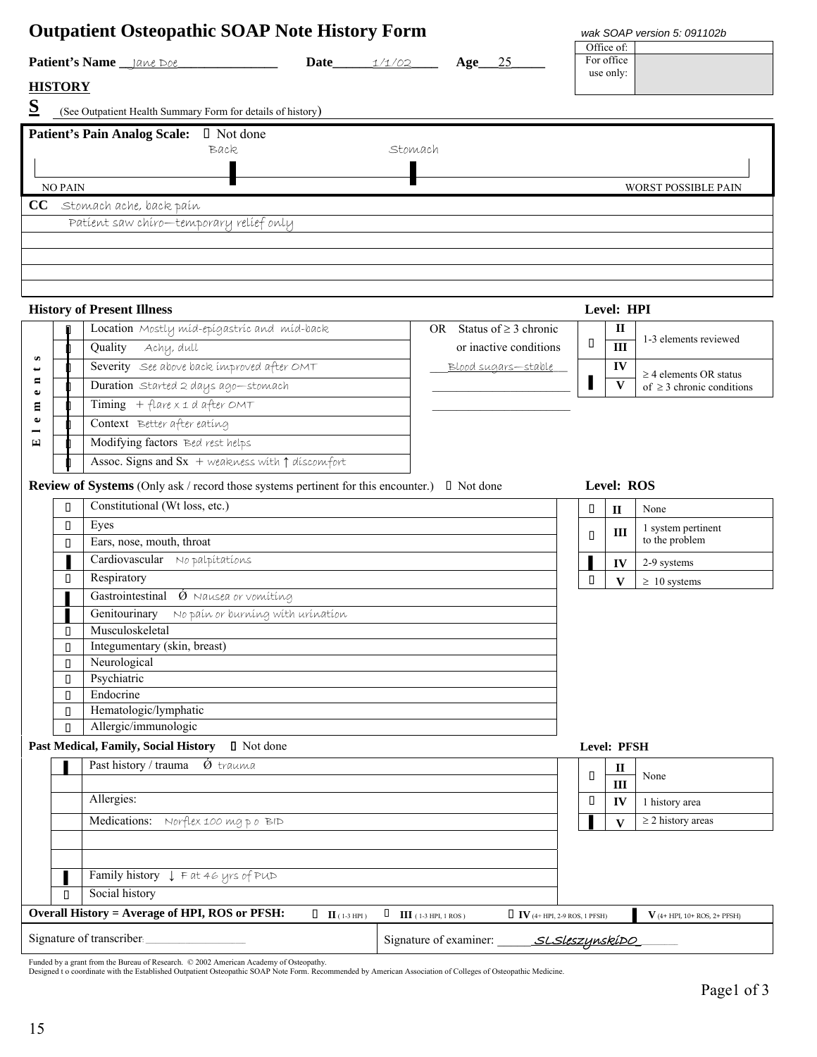# Outpatient Osteopathic SOAP Note History Form

*wak SOAP version 5: 091102b*

| Office of: | |
|---|---|
| For office use only: | |

**Patient's Name** Jane Doe **Date** 1/1/02 **Age** 25

## HISTORY

**S** (See Outpatient Health Summary Form for details of history)

**Patient's Pain Analog Scale:** ☐ Not done

Back | Stomach

NO PAIN ———————————————————— WORST POSSIBLE PAIN

**CC** Stomach ache, back pain

Patient saw chiro—temporary relief only

### History of Present Illness

| Elements | | | |
|---|---|---|---|
| ▌ | Location | Mostly mid-epigastric and mid-back | OR Status of ≥ 3 chronic or inactive conditions |
| ▌ | Quality | Achy, dull | |
| ▌ | Severity | See above back improved after OMT | Blood sugars—stable |
| ▌ | Duration | Started 2 days ago—stomach | |
| ▌ | Timing | + flare x 1 d after OMT | |
| ▌ | Context | Better after eating | |
| ▌ | Modifying factors | Bed rest helps | |
| ▌ | Assoc. Signs and Sx | + weakness with ↑ discomfort | |

**Level: HPI**

| | Level | |
|---|---|---|
| ☐ | II / III | 1-3 elements reviewed |
| ▌ | IV / V | ≥ 4 elements OR status of ≥ 3 chronic conditions |

### Review of Systems (Only ask / record those systems pertinent for this encounter.) ☐ Not done

| | System | |
|---|---|---|
| ☐ | Constitutional (Wt loss, etc.) | |
| ☐ | Eyes | |
| ☐ | Ears, nose, mouth, throat | |
| ▌ | Cardiovascular | No palpitations |
| ☐ | Respiratory | |
| ▌ | Gastrointestinal | Ø Nausea or vomiting |
| ▌ | Genitourinary | No pain or burning with urination |
| ☐ | Musculoskeletal | |
| ☐ | Integumentary (skin, breast) | |
| ☐ | Neurological | |
| ☐ | Psychiatric | |
| ☐ | Endocrine | |
| ☐ | Hematologic/lymphatic | |
| ☐ | Allergic/immunologic | |

**Level: ROS**

| | Level | |
|---|---|---|
| ☐ | II | None |
| ☐ | III | 1 system pertinent to the problem |
| ▌ | IV | 2-9 systems |
| ☐ | V | ≥ 10 systems |

### Past Medical, Family, Social History ☐ Not done

| | | |
|---|---|---|
| ▌ | Past history / trauma | Ø trauma |
| | Allergies: | |
| | Medications: | Norflex 100 mg p o BID |
| ▌ | Family history | ↓ F at 46 yrs of PUD |
| ☐ | Social history | |

**Level: PFSH**

| | Level | |
|---|---|---|
| ☐ | II / III | None |
| ☐ | IV | 1 history area |
| ▌ | V | ≥ 2 history areas |

**Overall History = Average of HPI, ROS or PFSH:** ☐ **II** (1-3 HPI) ☐ **III** (1-3 HPI, 1 ROS) ☐ **IV** (4+ HPI, 2-9 ROS, 1 PFSH) ▌ **V** (4+ HPI, 10+ ROS, 2+ PFSH)

Signature of transcriber: ________________ Signature of examiner: SLSleszynskiDO

Funded by a grant from the Bureau of Research. © 2002 American Academy of Osteopathy.
Designed t o coordinate with the Established Outpatient Osteopathic SOAP Note Form. Recommended by American Association of Colleges of Osteopathic Medicine.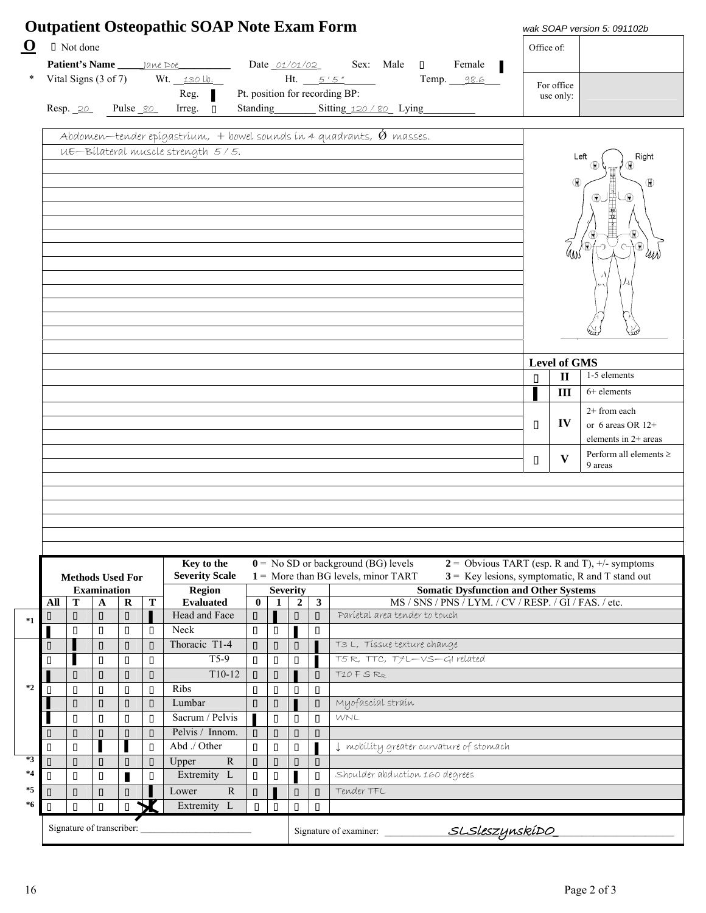# Outpatient Osteopathic SOAP Note Exam Form

*wak SOAP version 5: 091102b*

**O** ☐ Not done

**Patient's Name** Jane Doe Date 01/01/02 Sex: Male ☐ Female ▌

\* Vital Signs (3 of 7) Wt. 130 lb. Ht. 5 ' 5 " Temp. 98.6

Reg. ▌ Pt. position for recording BP:

Resp. 20 Pulse 80 Irreg. ☐ Standing\_\_\_\_\_\_\_\_ Sitting 120 / 80 Lying\_\_\_\_\_\_\_\_\_\_

| Office of: | |
|---|---|
| For office use only: | |

Abdomen—tender epigastrium, + bowel sounds in 4 quadrants, Ø masses.

UE— Bilateral muscle strength 5 / 5.

**Level of GMS**

| | | |
|---|---|---|
| ☐ | II | 1-5 elements |
| ▌ | III | 6+ elements |
| ☐ | IV | 2+ from each or 6 areas OR 12+ elements in 2+ areas |
| ☐ | V | Perform all elements ≥ 9 areas |

**Key to the Severity Scale**
- **0** = No SD or background (BG) levels
- **1** = More than BG levels, minor TART
- **2** = Obvious TART (esp. R and T), +/- symptoms
- **3** = Key lesions, symptomatic, R and T stand out

| | Methods Used For Examination | | | | | Region | Severity | | | | Somatic Dysfunction and Other Systems |
|---|---|---|---|---|---|---|---|---|---|---|---|
| | All | T | A | R | T | Evaluated | 0 | 1 | 2 | 3 | MS / SNS / PNS / LYM. / CV / RESP. / GI / FAS. / etc. |
| *1 | ☐ | ☐ | ☐ | ☐ | ▌ | Head and Face | ☐ | ▌ | ☐ | ☐ | Parietal area tender to touch |
| | ▌ | ☐ | ☐ | ☐ | ☐ | Neck | ☐ | ☐ | ▌ | ☐ | |
| *2 | ☐ | ▌ | ☐ | ☐ | ☐ | Thoracic T1-4 | ☐ | ☐ | ☐ | ▌ | T3 L, Tissue texture change |
| | ☐ | ▌ | ☐ | ☐ | ☐ | T5-9 | ☐ | ☐ | ☐ | ▌ | T5 R, TTC, TZL—VS—GI related |
| | ▌ | ☐ | ☐ | ☐ | ☐ | T10-12 | ☐ | ☐ | ▌ | ☐ | T10 F S R$_R$ |
| | ☐ | ☐ | ☐ | ☐ | ☐ | Ribs | ☐ | ☐ | ☐ | ☐ | |
| | ▌ | ☐ | ☐ | ☐ | ☐ | Lumbar | ☐ | ☐ | ▌ | ☐ | Myofascial strain |
| | ▌ | ☐ | ☐ | ☐ | ☐ | Sacrum / Pelvis | ▌ | ☐ | ☐ | ☐ | WNL |
| | ☐ | ☐ | ☐ | ☐ | ☐ | Pelvis / Innom. | ☐ | ☐ | ☐ | ☐ | |
| | ☐ | ☐ | ▌ | ▌ | ☐ | Abd ./ Other | ☐ | ☐ | ☐ | ▌ | ↓ mobility greater curvature of stomach |
| *3 | ☐ | ☐ | ☐ | ☐ | ☐ | Upper Extremity R | ☐ | ☐ | ☐ | ☐ | |
| *4 | ☐ | ☐ | ☐ | ▌ | ☐ | Upper Extremity L | ☐ | ☐ | ▌ | ☐ | Shoulder abduction 160 degrees |
| *5 | ☐ | ☐ | ☐ | ☐ | ▌ | Lower Extremity R | ☐ | ▌ | ☐ | ☐ | Tender TFL |
| *6 | ☐ | ☐ | ☐ | ☐ | X | Lower Extremity L | ☐ | ☐ | ☐ | ☐ | |

Signature of transcriber: \_\_\_\_\_\_\_\_\_\_\_\_\_\_\_\_\_\_\_\_\_\_\_\_

Signature of examiner: SLSleszynskiDO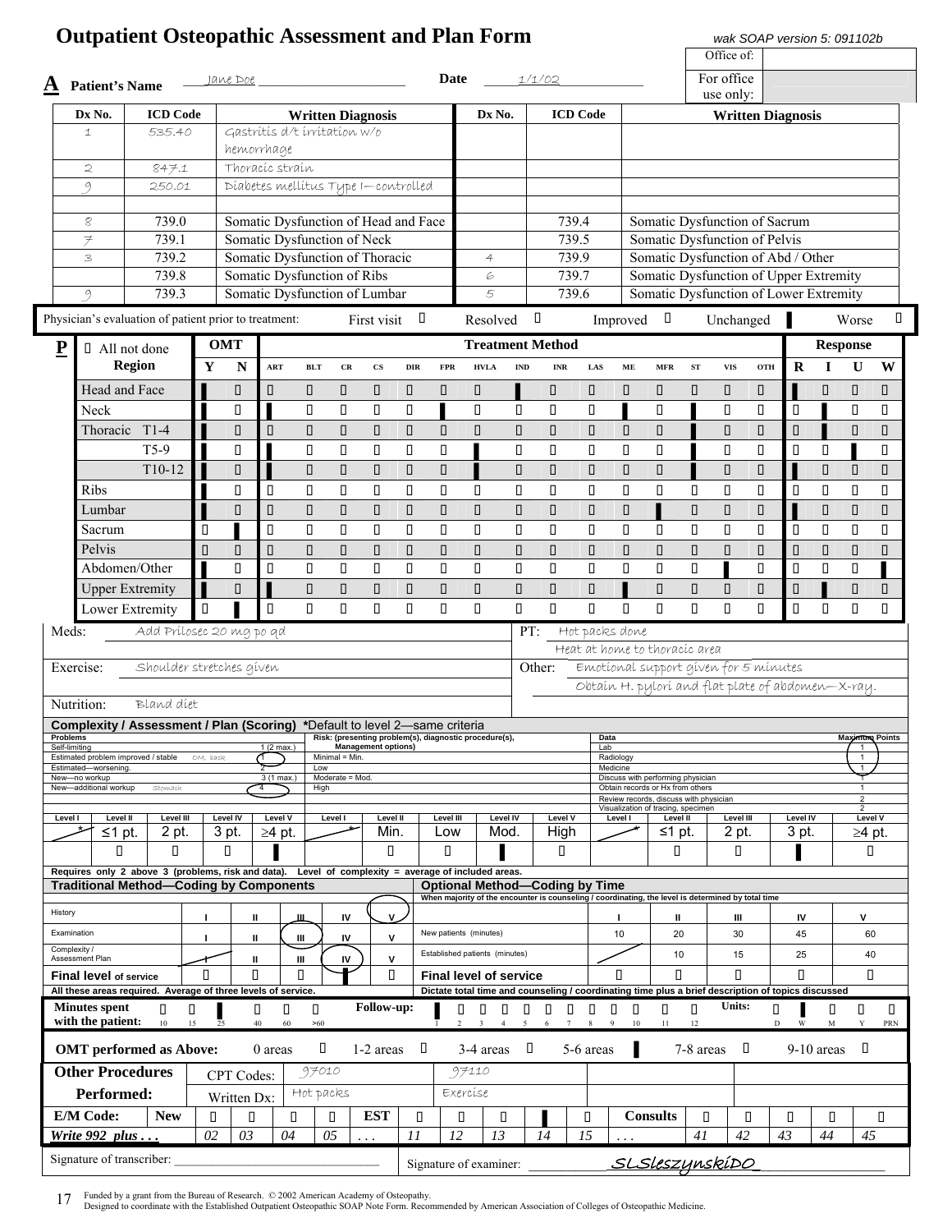# Outpatient Osteopathic Assessment and Plan Form

wak SOAP version 5: 091102b

| Office of: | |
|---|---|
| For office use only: | |

**A** **Patient's Name** Jane Doe **Date** 1/1/02

| Dx No. | ICD Code | Written Diagnosis | Dx No. | ICD Code | Written Diagnosis |
|---|---|---|---|---|---|
| 1 | 535.40 | Gastritis d/t irritation w/o hemorrhage | | | |
| 2 | 847.1 | Thoracic strain | | | |
| 9 | 250.01 | Diabetes mellitus Type I—controlled | | | |
| | | | | | |
| 8 | 739.0 | Somatic Dysfunction of Head and Face | | 739.4 | Somatic Dysfunction of Sacrum |
| 7 | 739.1 | Somatic Dysfunction of Neck | | 739.5 | Somatic Dysfunction of Pelvis |
| 3 | 739.2 | Somatic Dysfunction of Thoracic | 4 | 739.9 | Somatic Dysfunction of Abd / Other |
| | 739.8 | Somatic Dysfunction of Ribs | 6 | 739.7 | Somatic Dysfunction of Upper Extremity |
| 9 | 739.3 | Somatic Dysfunction of Lumbar | 5 | 739.6 | Somatic Dysfunction of Lower Extremity |

Physician's evaluation of patient prior to treatment: First visit ☐ Resolved ☐ Improved ☐ Unchanged ■ Worse ☐

**P** ☐ All not done

| Region | Y | N | ART | BLT | CR | CS | DIR | FPR | HVLA | IND | INR | LAS | ME | MFR | ST | VIS | OTH | R | I | U | W |
|---|---|---|---|---|---|---|---|---|---|---|---|---|---|---|---|---|---|---|---|---|---|
| Head and Face | ■ | ☐ | ☐ | ☐ | ☐ | ☐ | ☐ | ☐ | ☐ | ■ | ☐ | ☐ | ☐ | ☐ | ☐ | ☐ | ☐ | ■ | ☐ | ☐ | ☐ |
| Neck | ■ | ☐ | ■ | ☐ | ☐ | ☐ | ☐ | ■ | ☐ | ☐ | ☐ | ☐ | ■ | ☐ | ■ | ☐ | ☐ | ☐ | ■ | ☐ | ☐ |
| Thoracic T1-4 | ■ | ☐ | ☐ | ☐ | ☐ | ☐ | ☐ | ☐ | ☐ | ☐ | ☐ | ☐ | ☐ | ☐ | ■ | ☐ | ☐ | ☐ | ■ | ☐ | ☐ |
| T5-9 | ■ | ☐ | ■ | ☐ | ☐ | ☐ | ☐ | ☐ | ■ | ☐ | ☐ | ☐ | ☐ | ☐ | ■ | ☐ | ☐ | ☐ | ☐ | ■ | ☐ |
| T10-12 | ■ | ☐ | ■ | ☐ | ☐ | ☐ | ☐ | ☐ | ■ | ☐ | ☐ | ☐ | ☐ | ☐ | ■ | ☐ | ☐ | ■ | ☐ | ☐ | ☐ |
| Ribs | ■ | ☐ | ☐ | ☐ | ☐ | ☐ | ☐ | ☐ | ☐ | ☐ | ☐ | ☐ | ☐ | ☐ | ☐ | ☐ | ☐ | ☐ | ☐ | ☐ | ☐ |
| Lumbar | ■ | ☐ | ☐ | ☐ | ☐ | ☐ | ☐ | ☐ | ☐ | ☐ | ☐ | ☐ | ☐ | ■ | ☐ | ☐ | ☐ | ■ | ☐ | ☐ | ☐ |
| Sacrum | ☐ | ■ | ☐ | ☐ | ☐ | ☐ | ☐ | ☐ | ☐ | ☐ | ☐ | ☐ | ☐ | ☐ | ☐ | ☐ | ☐ | ☐ | ☐ | ☐ | ☐ |
| Pelvis | ☐ | ☐ | ☐ | ☐ | ☐ | ☐ | ☐ | ☐ | ☐ | ☐ | ☐ | ☐ | ☐ | ☐ | ☐ | ☐ | ☐ | ☐ | ☐ | ☐ | ☐ |
| Abdomen/Other | ■ | ☐ | ☐ | ☐ | ☐ | ☐ | ☐ | ☐ | ☐ | ☐ | ☐ | ☐ | ☐ | ☐ | ☐ | ■ | ☐ | ☐ | ☐ | ☐ | ■ |
| Upper Extremity | ■ | ☐ | ■ | ☐ | ☐ | ☐ | ☐ | ☐ | ☐ | ☐ | ☐ | ☐ | ■ | ☐ | ☐ | ☐ | ☐ | ☐ | ■ | ☐ | ☐ |
| Lower Extremity | ☐ | ■ | ☐ | ☐ | ☐ | ☐ | ☐ | ☐ | ☐ | ☐ | ☐ | ☐ | ☐ | ☐ | ☐ | ☐ | ☐ | ☐ | ☐ | ☐ | ☐ |

Meds: Add Prilosec 20 mg po qd

PT: Hot packs done
Heat at home to thoracic area

Exercise: Shoulder stretches given

Other: Emotional support given for 5 minutes
Obtain H. pylori and flat plate of abdomen—X-ray.

Nutrition: Bland diet

**Complexity / Assessment / Plan (Scoring)** *Default to level 2—same criteria

| Problems | | Risk: (presenting problem(s), diagnostic procedure(s), Management options) | Data | Maximum Points |
|---|---|---|---|---|
| Self-limiting | 1 (2 max.) | Minimal = Min. | Lab | 1 |
| Estimated problem improved / stable (OM, back) | 1 | Low | Radiology | 1 |
| Estimated—worsening. | 2 | Moderate = Mod. | Medicine | 1 |
| New—no workup | 3 (1 max.) | High | Discuss with performing physician | 1 |
| New—additional workup (Stomach) | 4 | | Obtain records or Hx from others | 1 |
| | | | Review records, discuss with physician | 2 |
| | | | Visualization of tracing, specimen | 2 |

| | Level I | Level II | Level III | Level IV | Level V |
|---|---|---|---|---|---|
| Problems | * | ≤1 pt. ☐ | 2 pt. ☐ | 3 pt. ☐ | ≥4 pt. ■ |
| Risk | * | Min. ☐ | Low ☐ | Mod. ■ | High ☐ |
| Data | * | ≤1 pt. ☐ | 2 pt. ☐ | 3 pt. ■ | ≥4 pt. ☐ |

Requires only 2 above 3 (problems, risk and data). Level of complexity = average of included areas.

**Traditional Method—Coding by Components**

| | | | | | |
|---|---|---|---|---|---|
| History | I | II | III | IV | V (circled) |
| Examination | I | II | III (circled) | IV | V |
| Complexity / Assessment Plan | I | II | III | IV (circled) | V |
| **Final level of service** | ☐ | ☐ | ☐ | ■ | ☐ |

All these areas required. Average of three levels of service.

**Optional Method—Coding by Time**

When majority of the encounter is counseling / coordinating, the level is determined by total time

| | I | II | III | IV | V |
|---|---|---|---|---|---|
| New patients (minutes) | 10 | 20 | 30 | 45 | 60 |
| Established patients (minutes) | | 10 | 15 | 25 | 40 |
| **Final level of service** | ☐ | ☐ | ☐ | ☐ | ☐ |

Dictate total time and counseling / coordinating time plus a brief description of topics discussed

**Minutes spent with the patient:** ☐ 10 ☐ 15 ■ 25 ☐ 40 ☐ 60 ☐ >60

**Follow-up:** ■ 1 ☐ 2 ☐ 3 ☐ 4 ☐ 5 ☐ 6 ☐ 7 ☐ 8 ☐ 9 ☐ 10 ☐ 11 ☐ 12 **Units:** ☐ D ■ W ☐ M ☐ Y ☐ PRN

**OMT performed as Above:** 0 areas ☐ 1-2 areas ☐ 3-4 areas ☐ 5-6 areas ■ 7-8 areas ☐ 9-10 areas ☐

| **Other Procedures Performed:** | CPT Codes: | 97010 | 97110 | |
|---|---|---|---|---|
| | Written Dx: | Hot packs | Exercise | |

| **E/M Code:** | **New** | ☐ | ☐ | ☐ | ☐ | **EST** | ☐ | ☐ | ☐ | ■ | ☐ | **Consults** | ☐ | ☐ | ☐ | ☐ | ☐ |
|---|---|---|---|---|---|---|---|---|---|---|---|---|---|---|---|---|---|
| ***Write 992 plus . . .*** | | 02 | 03 | 04 | 05 | . . . | 11 | 12 | 13 | 14 | 15 | . . . | 41 | 42 | 43 | 44 | 45 |

Signature of transcriber: ______________________ Signature of examiner: SLSleszynskiDO

Funded by a grant from the Bureau of Research. © 2002 American Academy of Osteopathy.
Designed to coordinate with the Established Outpatient Osteopathic SOAP Note Form. Recommended by American Association of Colleges of Osteopathic Medicine.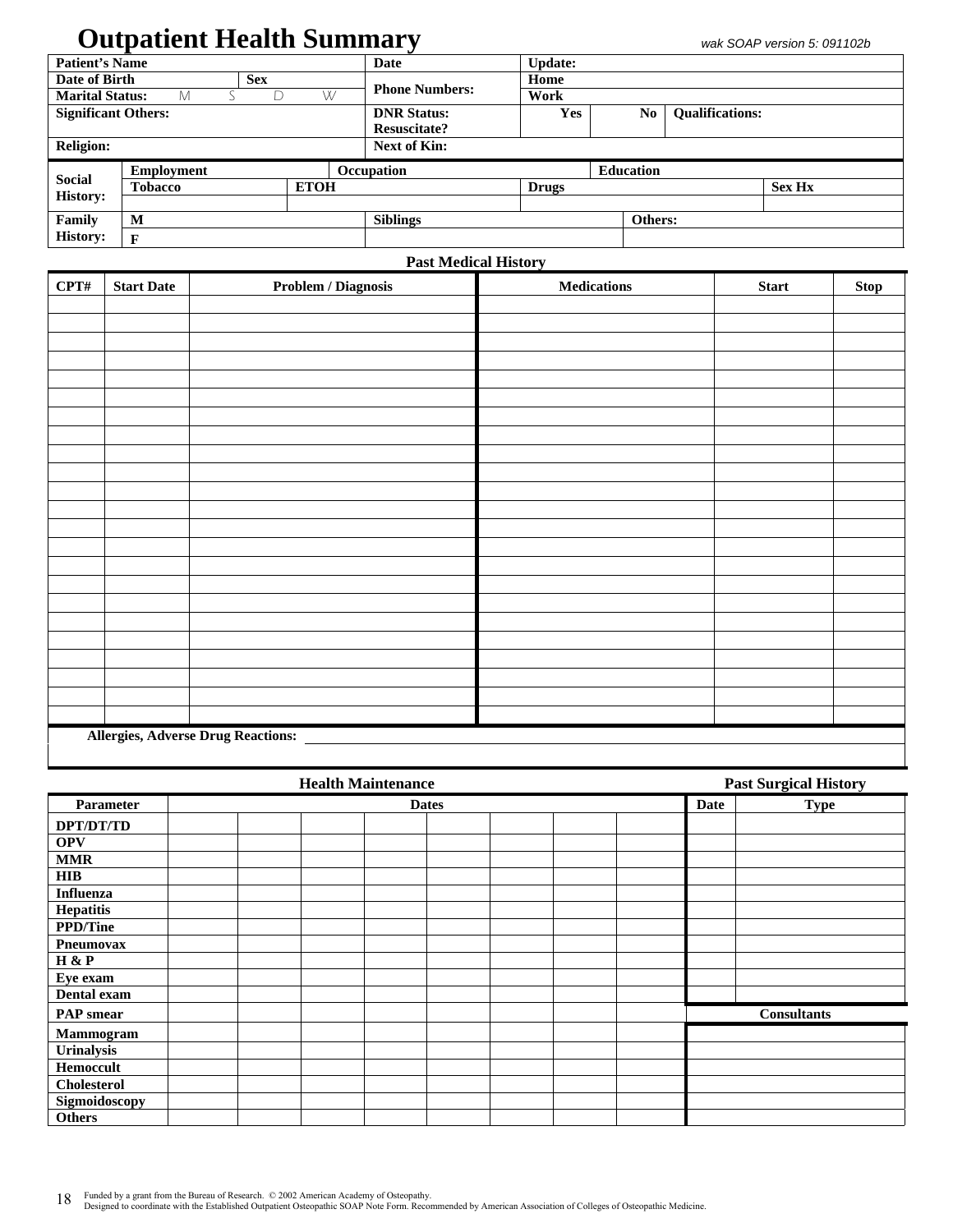# Outpatient Health Summary

*wak SOAP version 5: 091102b*

| Patient's Name | | | Date | Update: | | |
|---|---|---|---|---|---|---|
| Date of Birth | Sex | | Phone Numbers: | Home | | |
| Marital Status: M S D W | | | | Work | | |
| Significant Others: | | | DNR Status: Resuscitate? | Yes | No | Qualifications: |
| Religion: | | | Next of Kin: | | | |

| Social History: | Employment | | Occupation | | Education | |
|---|---|---|---|---|---|---|
| | Tobacco | ETOH | | Drugs | | Sex Hx |
| | | | | | | |
| Family History: | M | | Siblings | | Others: | |
| | F | | | | | |

## Past Medical History

| CPT# | Start Date | Problem / Diagnosis | Medications | Start | Stop |
|---|---|---|---|---|---|
| | | | | | |
| | | | | | |
| | | | | | |
| | | | | | |
| | | | | | |
| | | | | | |
| | | | | | |
| | | | | | |
| | | | | | |
| | | | | | |
| | | | | | |
| | | | | | |
| | | | | | |
| | | | | | |
| | | | | | |
| | | | | | |
| | | | | | |
| | | | | | |
| | | | | | |
| | | | | | |
| | | | | | |
| | | | | | |
| | | | | | |

**Allergies, Adverse Drug Reactions:** ______________________

## Health Maintenance

| Parameter | Dates | | | | | | | |
|---|---|---|---|---|---|---|---|---|
| DPT/DT/TD | | | | | | | | |
| OPV | | | | | | | | |
| MMR | | | | | | | | |
| HIB | | | | | | | | |
| Influenza | | | | | | | | |
| Hepatitis | | | | | | | | |
| PPD/Tine | | | | | | | | |
| Pneumovax | | | | | | | | |
| H & P | | | | | | | | |
| Eye exam | | | | | | | | |
| Dental exam | | | | | | | | |
| PAP smear | | | | | | | | |
| Mammogram | | | | | | | | |
| Urinalysis | | | | | | | | |
| Hemoccult | | | | | | | | |
| Cholesterol | | | | | | | | |
| Sigmoidoscopy | | | | | | | | |
| Others | | | | | | | | |

## Past Surgical History

| Date | Type |
|---|---|
| | |
| | |
| | |
| | |
| | |
| | |
| | |
| | |
| | |
| | |
| | |

## Consultants

| Consultants |
|---|
| |
| |
| |
| |
| |
| |

Funded by a grant from the Bureau of Research. © 2002 American Academy of Osteopathy.
Designed to coordinate with the Established Outpatient Osteopathic SOAP Note Form. Recommended by American Association of Colleges of Osteopathic Medicine.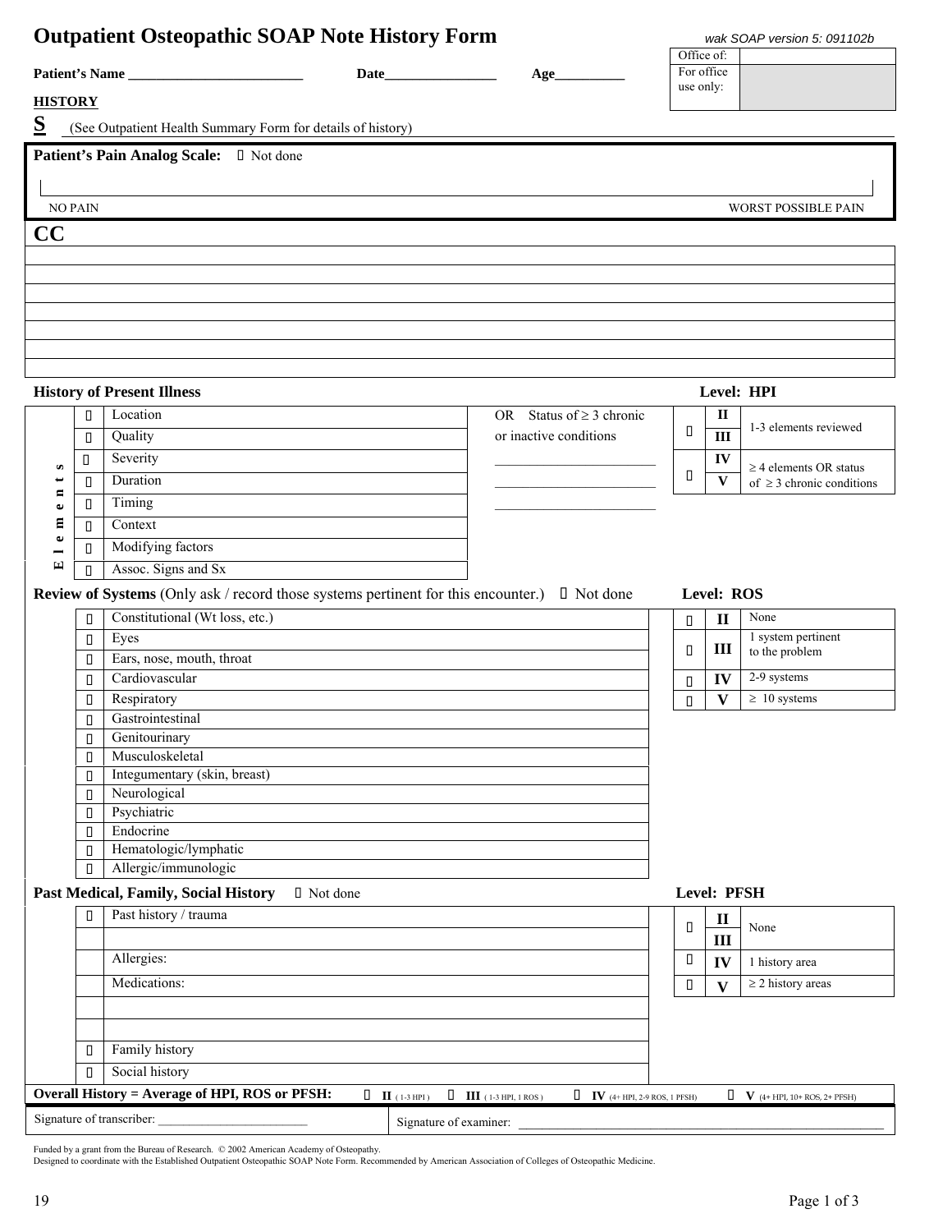# Outpatient Osteopathic SOAP Note History Form

*wak SOAP version 5: 091102b*

| Office of: | |
|---|---|
| For office use only: | |

**Patient's Name** ________________________ **Date**________________ **Age**__________

**HISTORY**

**S** (See Outpatient Health Summary Form for details of history)

**Patient's Pain Analog Scale:** ☐ Not done

NO PAIN ——————————————————————————————— WORST POSSIBLE PAIN

## CC

_______________________________________________

_______________________________________________

_______________________________________________

_______________________________________________

_______________________________________________

_______________________________________________

_______________________________________________

### History of Present Illness

| Elements | | OR Status of ≥ 3 chronic or inactive conditions |
|---|---|---|
| ☐ | Location | |
| ☐ | Quality | |
| ☐ | Severity | ________________________ |
| ☐ | Duration | ________________________ |
| ☐ | Timing | ________________________ |
| ☐ | Context | |
| ☐ | Modifying factors | |
| ☐ | Assoc. Signs and Sx | |

**Level: HPI**

| | Level | |
|---|---|---|
| ☐ | II / III | 1-3 elements reviewed |
| ☐ | IV / V | ≥ 4 elements OR status of ≥ 3 chronic conditions |

### Review of Systems (Only ask / record those systems pertinent for this encounter.) ☐ Not done

| | System |
|---|---|
| ☐ | Constitutional (Wt loss, etc.) |
| ☐ | Eyes |
| ☐ | Ears, nose, mouth, throat |
| ☐ | Cardiovascular |
| ☐ | Respiratory |
| ☐ | Gastrointestinal |
| ☐ | Genitourinary |
| ☐ | Musculoskeletal |
| ☐ | Integumentary (skin, breast) |
| ☐ | Neurological |
| ☐ | Psychiatric |
| ☐ | Endocrine |
| ☐ | Hematologic/lymphatic |
| ☐ | Allergic/immunologic |

**Level: ROS**

| | Level | |
|---|---|---|
| ☐ | II | None |
| ☐ | III | 1 system pertinent to the problem |
| ☐ | IV | 2-9 systems |
| ☐ | V | ≥ 10 systems |

### Past Medical, Family, Social History ☐ Not done

| | |
|---|---|
| ☐ | Past history / trauma |
| | |
| | Allergies: |
| | Medications: |
| | |
| | |
| ☐ | Family history |
| ☐ | Social history |

**Level: PFSH**

| | Level | |
|---|---|---|
| ☐ | II / III | None |
| ☐ | IV | 1 history area |
| ☐ | V | ≥ 2 history areas |

**Overall History = Average of HPI, ROS or PFSH:** ☐ **II** (1-3 HPI) ☐ **III** (1-3 HPI, 1 ROS) ☐ **IV** (4+ HPI, 2-9 ROS, 1 PFSH) ☐ **V** (4+ HPI, 10+ ROS, 2+ PFSH)

Signature of transcriber: ________________________ Signature of examiner: ____________________________________

Funded by a grant from the Bureau of Research. © 2002 American Academy of Osteopathy.
Designed to coordinate with the Established Outpatient Osteopathic SOAP Note Form. Recommended by American Association of Colleges of Osteopathic Medicine.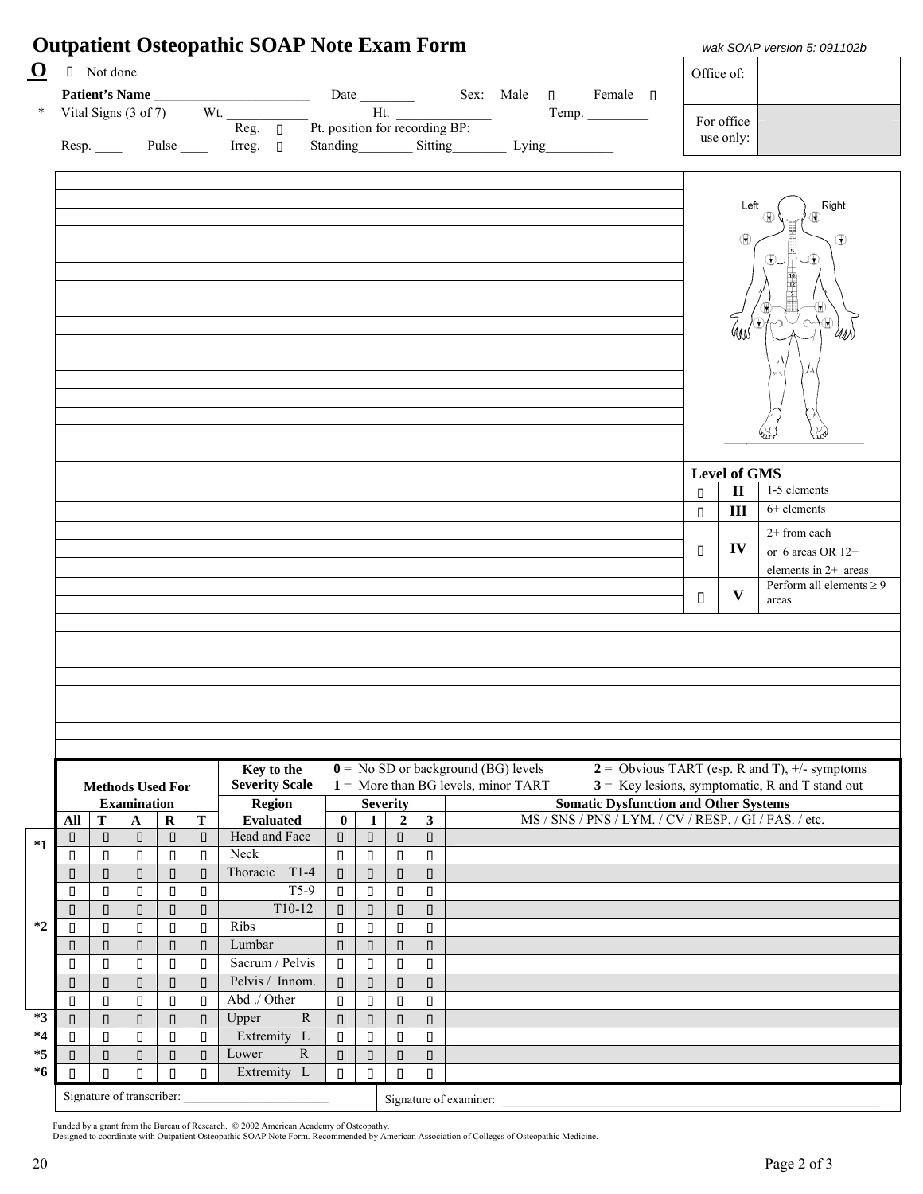# Outpatient Osteopathic SOAP Note Exam Form

*wak SOAP version 5: 091102b*

| Office of: | |
|---|---|
| For office use only: | |

**O** ▯ Not done

**Patient's Name** ________________________ Date ________ Sex: Male ▯ Female ▯

\* Vital Signs (3 of 7) Wt. ____________ Ht. ______________ Temp. _________

Reg. ▯ Pt. position for recording BP:

Resp. ____ Pulse ____ Irreg. ▯ Standing________ Sitting________ Lying__________

Left Right

**Level of GMS**

| | | |
|---|---|---|
| ▯ | II | 1-5 elements |
| ▯ | III | 6+ elements |
| ▯ | IV | 2+ from each or 6 areas OR 12+ elements in 2+ areas |
| ▯ | V | Perform all elements ≥ 9 areas |

**Key to the Severity Scale**

**0** = No SD or background (BG) levels
**1** = More than BG levels, minor TART
**2** = Obvious TART (esp. R and T), +/- symptoms
**3** = Key lesions, symptomatic, R and T stand out

| | Methods Used For Examination | | | | | Region Evaluated | Severity | | | | Somatic Dysfunction and Other Systems |
|---|---|---|---|---|---|---|---|---|---|---|---|
| | All | T | A | R | T | | 0 | 1 | 2 | 3 | MS / SNS / PNS / LYM. / CV / RESP. / GI / FAS. / etc. |
| *1 | ▯ | ▯ | ▯ | ▯ | ▯ | Head and Face | ▯ | ▯ | ▯ | ▯ | |
| | ▯ | ▯ | ▯ | ▯ | ▯ | Neck | ▯ | ▯ | ▯ | ▯ | |
| *2 | ▯ | ▯ | ▯ | ▯ | ▯ | Thoracic T1-4 | ▯ | ▯ | ▯ | ▯ | |
| | ▯ | ▯ | ▯ | ▯ | ▯ | T5-9 | ▯ | ▯ | ▯ | ▯ | |
| | ▯ | ▯ | ▯ | ▯ | ▯ | T10-12 | ▯ | ▯ | ▯ | ▯ | |
| | ▯ | ▯ | ▯ | ▯ | ▯ | Ribs | ▯ | ▯ | ▯ | ▯ | |
| | ▯ | ▯ | ▯ | ▯ | ▯ | Lumbar | ▯ | ▯ | ▯ | ▯ | |
| | ▯ | ▯ | ▯ | ▯ | ▯ | Sacrum / Pelvis | ▯ | ▯ | ▯ | ▯ | |
| | ▯ | ▯ | ▯ | ▯ | ▯ | Pelvis / Innom. | ▯ | ▯ | ▯ | ▯ | |
| | ▯ | ▯ | ▯ | ▯ | ▯ | Abd ./ Other | ▯ | ▯ | ▯ | ▯ | |
| *3 | ▯ | ▯ | ▯ | ▯ | ▯ | Upper R | ▯ | ▯ | ▯ | ▯ | |
| *4 | ▯ | ▯ | ▯ | ▯ | ▯ | Extremity L | ▯ | ▯ | ▯ | ▯ | |
| *5 | ▯ | ▯ | ▯ | ▯ | ▯ | Lower R | ▯ | ▯ | ▯ | ▯ | |
| *6 | ▯ | ▯ | ▯ | ▯ | ▯ | Extremity L | ▯ | ▯ | ▯ | ▯ | |

Signature of transcriber: ________________________ Signature of examiner: ________________________

Funded by a grant from the Bureau of Research. © 2002 American Academy of Osteopathy.
Designed to coordinate with Outpatient Osteopathic SOAP Note Form. Recommended by American Association of Colleges of Osteopathic Medicine.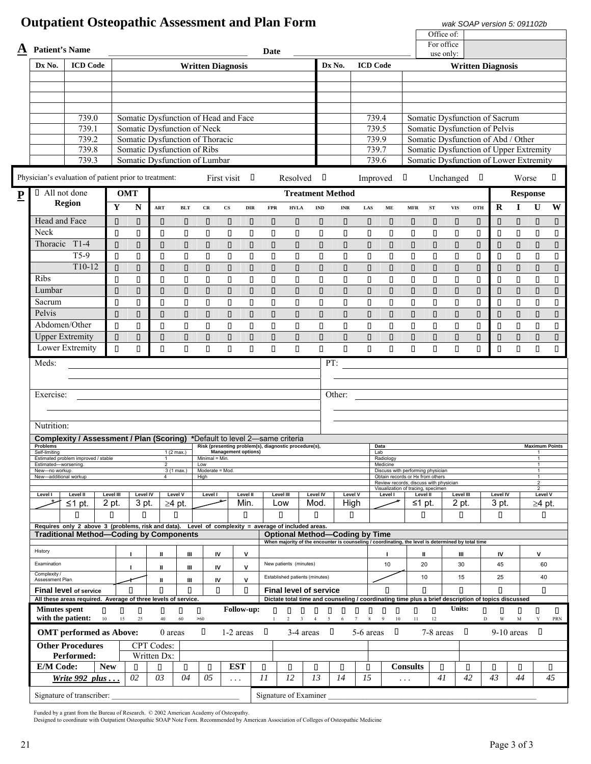# Outpatient Osteopathic Assessment and Plan Form

*wak SOAP version 5: 091102b*

| | |
|---|---|
| Office of: | |
| For office use only: | |

**A** **Patient's Name** ______________________________ **Date** ____________________________

| Dx No. | ICD Code | Written Diagnosis | Dx No. | ICD Code | Written Diagnosis |
|---|---|---|---|---|---|
| | | | | | |
| | | | | | |
| | | | | | |
| | | | | | |
| | 739.0 | Somatic Dysfunction of Head and Face | | 739.4 | Somatic Dysfunction of Sacrum |
| | 739.1 | Somatic Dysfunction of Neck | | 739.5 | Somatic Dysfunction of Pelvis |
| | 739.2 | Somatic Dysfunction of Thoracic | | 739.9 | Somatic Dysfunction of Abd / Other |
| | 739.8 | Somatic Dysfunction of Ribs | | 739.7 | Somatic Dysfunction of Upper Extremity |
| | 739.3 | Somatic Dysfunction of Lumbar | | 739.6 | Somatic Dysfunction of Lower Extremity |

Physician's evaluation of patient prior to treatment: First visit ☐ Resolved ☐ Improved ☐ Unchanged ☐ Worse ☐

**P**

| ☐ All not done Region | OMT | | Treatment Method | | | | | | | | | | | | | | | Response | | | |
|---|---|---|---|---|---|---|---|---|---|---|---|---|---|---|---|---|---|---|---|---|---|
| | Y | N | ART | BLT | CR | CS | DIR | FPR | HVLA | IND | INR | LAS | ME | MFR | ST | VIS | OTH | R | I | U | W |
| Head and Face | ☐ | ☐ | ☐ | ☐ | ☐ | ☐ | ☐ | ☐ | ☐ | ☐ | ☐ | ☐ | ☐ | ☐ | ☐ | ☐ | ☐ | ☐ | ☐ | ☐ | ☐ |
| Neck | ☐ | ☐ | ☐ | ☐ | ☐ | ☐ | ☐ | ☐ | ☐ | ☐ | ☐ | ☐ | ☐ | ☐ | ☐ | ☐ | ☐ | ☐ | ☐ | ☐ | ☐ |
| Thoracic T1-4 | ☐ | ☐ | ☐ | ☐ | ☐ | ☐ | ☐ | ☐ | ☐ | ☐ | ☐ | ☐ | ☐ | ☐ | ☐ | ☐ | ☐ | ☐ | ☐ | ☐ | ☐ |
| T5-9 | ☐ | ☐ | ☐ | ☐ | ☐ | ☐ | ☐ | ☐ | ☐ | ☐ | ☐ | ☐ | ☐ | ☐ | ☐ | ☐ | ☐ | ☐ | ☐ | ☐ | ☐ |
| T10-12 | ☐ | ☐ | ☐ | ☐ | ☐ | ☐ | ☐ | ☐ | ☐ | ☐ | ☐ | ☐ | ☐ | ☐ | ☐ | ☐ | ☐ | ☐ | ☐ | ☐ | ☐ |
| Ribs | ☐ | ☐ | ☐ | ☐ | ☐ | ☐ | ☐ | ☐ | ☐ | ☐ | ☐ | ☐ | ☐ | ☐ | ☐ | ☐ | ☐ | ☐ | ☐ | ☐ | ☐ |
| Lumbar | ☐ | ☐ | ☐ | ☐ | ☐ | ☐ | ☐ | ☐ | ☐ | ☐ | ☐ | ☐ | ☐ | ☐ | ☐ | ☐ | ☐ | ☐ | ☐ | ☐ | ☐ |
| Sacrum | ☐ | ☐ | ☐ | ☐ | ☐ | ☐ | ☐ | ☐ | ☐ | ☐ | ☐ | ☐ | ☐ | ☐ | ☐ | ☐ | ☐ | ☐ | ☐ | ☐ | ☐ |
| Pelvis | ☐ | ☐ | ☐ | ☐ | ☐ | ☐ | ☐ | ☐ | ☐ | ☐ | ☐ | ☐ | ☐ | ☐ | ☐ | ☐ | ☐ | ☐ | ☐ | ☐ | ☐ |
| Abdomen/Other | ☐ | ☐ | ☐ | ☐ | ☐ | ☐ | ☐ | ☐ | ☐ | ☐ | ☐ | ☐ | ☐ | ☐ | ☐ | ☐ | ☐ | ☐ | ☐ | ☐ | ☐ |
| Upper Extremity | ☐ | ☐ | ☐ | ☐ | ☐ | ☐ | ☐ | ☐ | ☐ | ☐ | ☐ | ☐ | ☐ | ☐ | ☐ | ☐ | ☐ | ☐ | ☐ | ☐ | ☐ |
| Lower Extremity | ☐ | ☐ | ☐ | ☐ | ☐ | ☐ | ☐ | ☐ | ☐ | ☐ | ☐ | ☐ | ☐ | ☐ | ☐ | ☐ | ☐ | ☐ | ☐ | ☐ | ☐ |

Meds: ______________________________ PT: ______________________________

Exercise: ______________________________ Other: ______________________________

Nutrition:

**Complexity / Assessment / Plan (Scoring)** *Default to level 2—same criteria

| Problems | | Risk (presenting problem(s), diagnostic procedure(s), Management options) | Data | Maximum Points |
|---|---|---|---|---|
| Self-limiting | 1 (2 max.) | Minimal = Min. | Lab | 1 |
| Estimated problem improved / stable | 1 | Low | Radiology | 1 |
| Estimated—worsening. | 2 | Moderate = Mod. | Medicine | 1 |
| New—no workup | 3 (1 max.) | High | Discuss with performing physician | 1 |
| New—additional workup | 4 | | Obtain records or Hx from others | 1 |
| | | | Review records, discuss with physician | 2 |
| | | | Visualization of tracing, specimen | 2 |

| Level I | Level II | Level III | Level IV | Level V | Level I | Level II | Level III | Level IV | Level V | Level I | Level II | Level III | Level IV | Level V |
|---|---|---|---|---|---|---|---|---|---|---|---|---|---|---|
| * | ≤1 pt. | 2 pt. | 3 pt. | ≥4 pt. | * | Min. | Low | Mod. | High | * | ≤1 pt. | 2 pt. | 3 pt. | ≥4 pt. |
| | ☐ | ☐ | ☐ | ☐ | | ☐ | ☐ | ☐ | ☐ | | ☐ | ☐ | ☐ | ☐ |

Requires only 2 above 3 (problems, risk and data). Level of complexity = average of included areas.

| **Traditional Method—Coding by Components** | | | | | | **Optional Method—Coding by Time** (When majority of the encounter is counseling / coordinating, the level is determined by total time) | | | | | |
|---|---|---|---|---|---|---|---|---|---|---|---|
| History | I | II | III | IV | V | | I | II | III | IV | V |
| Examination | I | II | III | IV | V | New patients (minutes) | 10 | 20 | 30 | 45 | 60 |
| Complexity / Assessment Plan | I | II | III | IV | V | Established patients (minutes) | | 10 | 15 | 25 | 40 |
| **Final level** of service | ☐ | ☐ | ☐ | ☐ | ☐ | **Final level of service** | ☐ | ☐ | ☐ | ☐ | ☐ |

All these areas required. Average of three levels of service. | Dictate total time and counseling / coordinating time plus a brief description of topics discussed

**Minutes spent with the patient:** ☐ 10 ☐ 15 ☐ 25 ☐ 40 ☐ 60 ☐ >60 **Follow-up:** ☐ 1 ☐ 2 ☐ 3 ☐ 4 ☐ 5 ☐ 6 ☐ 7 ☐ 8 ☐ 9 ☐ 10 ☐ 11 ☐ 12 **Units:** ☐ D ☐ W ☐ M ☐ Y ☐ PRN

**OMT performed as Above:** 0 areas ☐ 1-2 areas ☐ 3-4 areas ☐ 5-6 areas ☐ 7-8 areas ☐ 9-10 areas ☐

**Other Procedures Performed:** CPT Codes: ____ Written Dx: ____

| **E/M Code:** | **New** | ☐ | ☐ | ☐ | ☐ | **EST** | ☐ | ☐ | ☐ | ☐ | ☐ | **Consults** | ☐ | ☐ | ☐ | ☐ | ☐ |
|---|---|---|---|---|---|---|---|---|---|---|---|---|---|---|---|---|---|
| ***Write 992 plus . . .*** | | 02 | 03 | 04 | 05 | . . . | 11 | 12 | 13 | 14 | 15 | . . . | 41 | 42 | 43 | 44 | 45 |

Signature of transcriber: ______________________________ Signature of Examiner ______________________________

Funded by a grant from the Bureau of Research. © 2002 American Academy of Osteopathy.
Designed to coordinate with Outpatient Osteopathic SOAP Note Form. Recommended by American Association of Colleges of Osteopathic Medicine